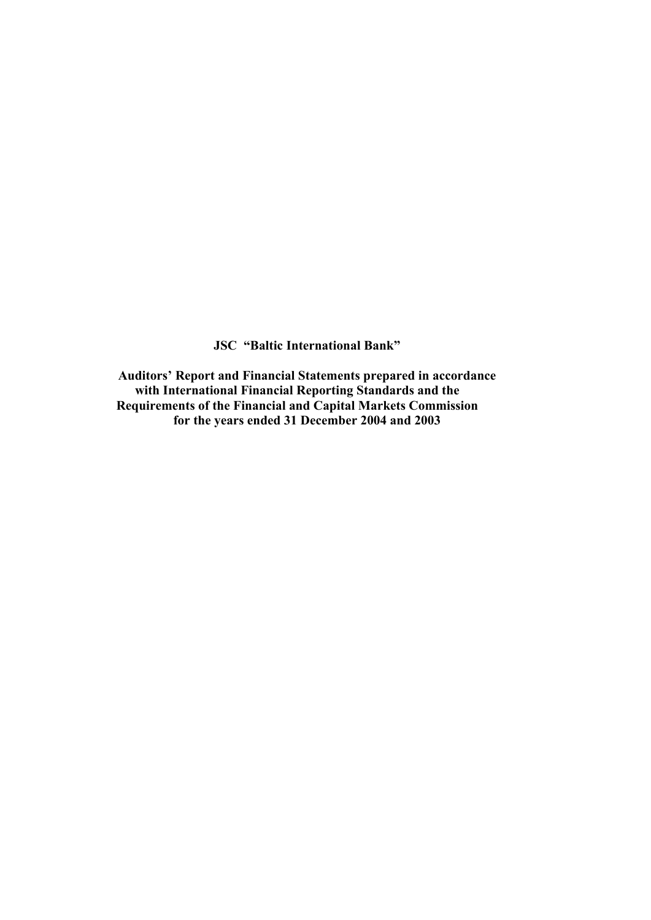**JSC "Baltic International Bank"**

**Auditors' Report and Financial Statements prepared in accordance with International Financial Reporting Standards and the Requirements of the Financial and Capital Markets Commission for the years ended 31 December 2004 and 2003**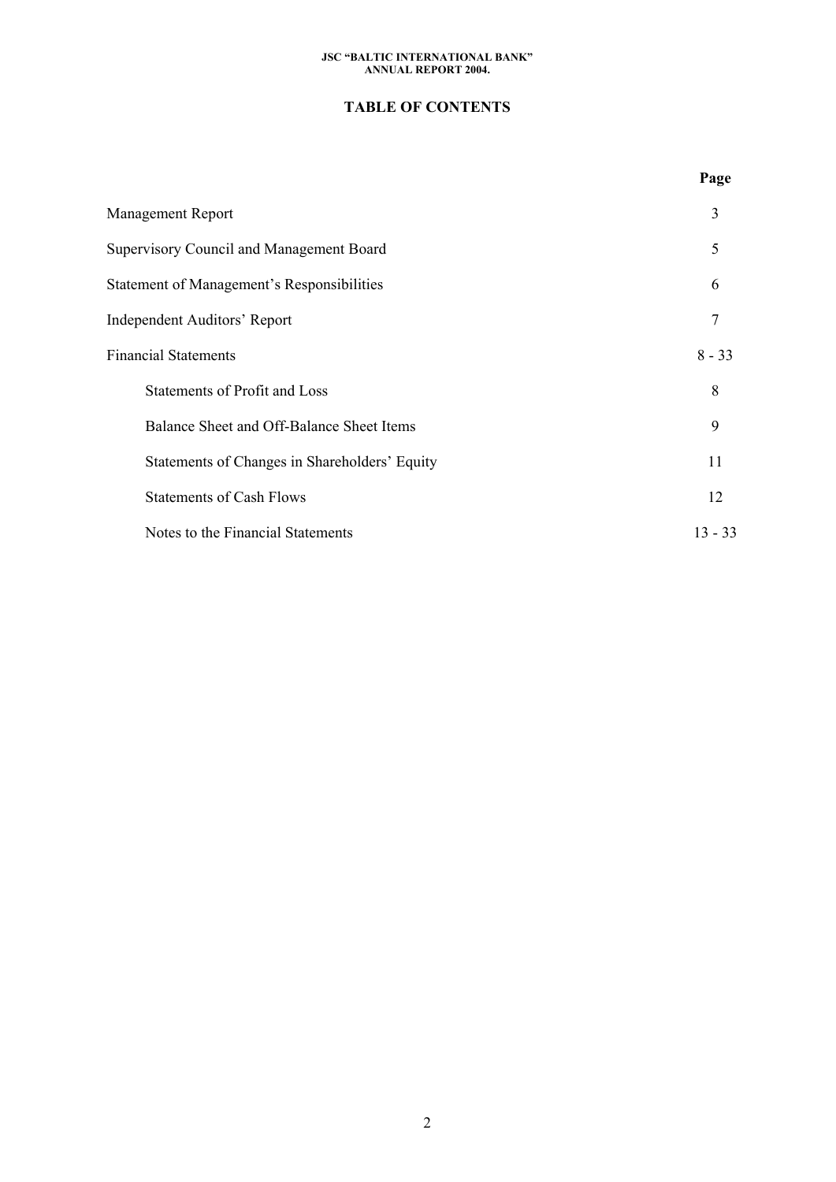# TABLE OF CONTENTS

| | Page |
|---|---|
| Management Report | 3 |
| Supervisory Council and Management Board | 5 |
| Statement of Management's Responsibilities | 6 |
| Independent Auditors' Report | 7 |
| Financial Statements | 8 - 33 |
| Statements of Profit and Loss | 8 |
| Balance Sheet and Off-Balance Sheet Items | 9 |
| Statements of Changes in Shareholders' Equity | 11 |
| Statements of Cash Flows | 12 |
| Notes to the Financial Statements | 13 - 33 |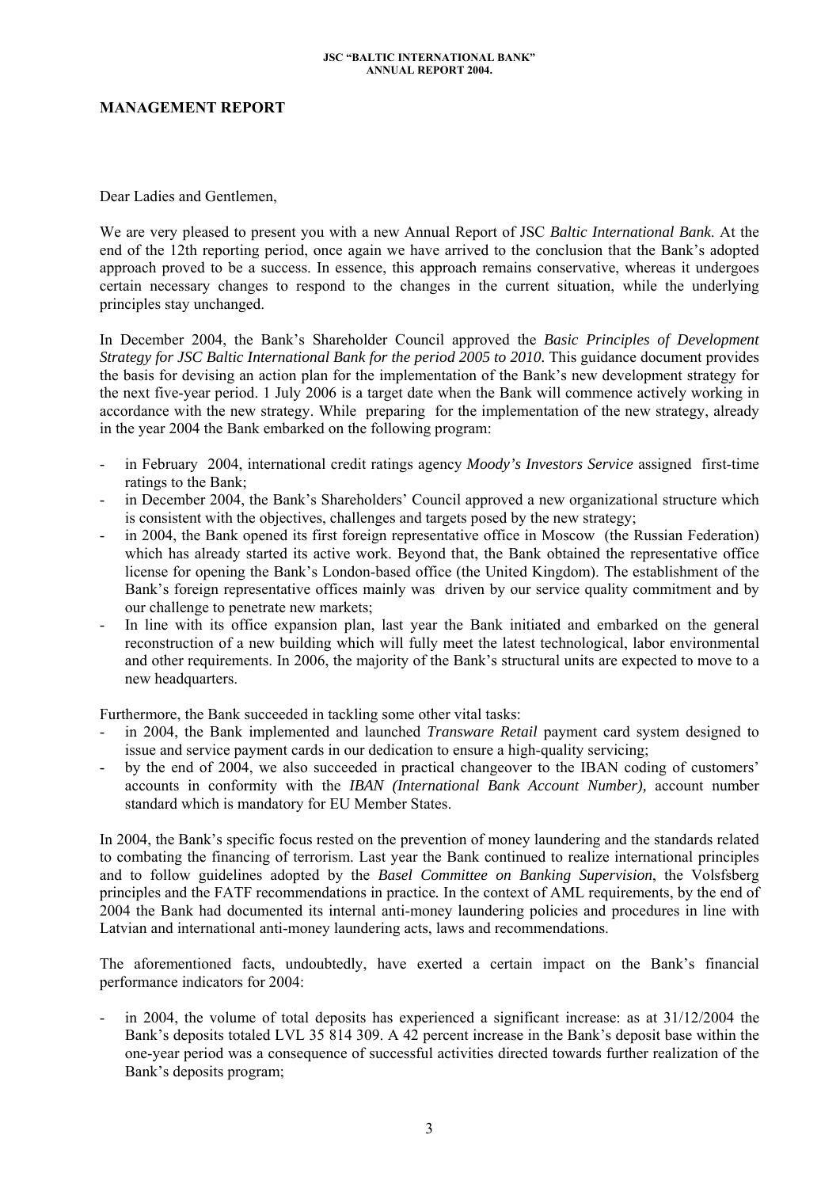## MANAGEMENT REPORT

Dear Ladies and Gentlemen,

We are very pleased to present you with a new Annual Report of JSC *Baltic International Bank*. At the end of the 12th reporting period, once again we have arrived to the conclusion that the Bank's adopted approach proved to be a success. In essence, this approach remains conservative, whereas it undergoes certain necessary changes to respond to the changes in the current situation, while the underlying principles stay unchanged.

In December 2004, the Bank's Shareholder Council approved the *Basic Principles of Development Strategy for JSC Baltic International Bank for the period 2005 to 2010.* This guidance document provides the basis for devising an action plan for the implementation of the Bank's new development strategy for the next five-year period. 1 July 2006 is a target date when the Bank will commence actively working in accordance with the new strategy. While preparing for the implementation of the new strategy, already in the year 2004 the Bank embarked on the following program:

- in February 2004, international credit ratings agency *Moody's Investors Service* assigned first-time ratings to the Bank;
- in December 2004, the Bank's Shareholders' Council approved a new organizational structure which is consistent with the objectives, challenges and targets posed by the new strategy;
- in 2004, the Bank opened its first foreign representative office in Moscow (the Russian Federation) which has already started its active work. Beyond that, the Bank obtained the representative office license for opening the Bank's London-based office (the United Kingdom). The establishment of the Bank's foreign representative offices mainly was driven by our service quality commitment and by our challenge to penetrate new markets;
- In line with its office expansion plan, last year the Bank initiated and embarked on the general reconstruction of a new building which will fully meet the latest technological, labor environmental and other requirements. In 2006, the majority of the Bank's structural units are expected to move to a new headquarters.

Furthermore, the Bank succeeded in tackling some other vital tasks:

- in 2004, the Bank implemented and launched *Transware Retail* payment card system designed to issue and service payment cards in our dedication to ensure a high-quality servicing;
- by the end of 2004, we also succeeded in practical changeover to the IBAN coding of customers' accounts in conformity with the *IBAN (International Bank Account Number),* account number standard which is mandatory for EU Member States.

In 2004, the Bank's specific focus rested on the prevention of money laundering and the standards related to combating the financing of terrorism. Last year the Bank continued to realize international principles and to follow guidelines adopted by the *Basel Committee on Banking Supervision*, the Volsfsberg principles and the FATF recommendations in practice. In the context of AML requirements, by the end of 2004 the Bank had documented its internal anti-money laundering policies and procedures in line with Latvian and international anti-money laundering acts, laws and recommendations.

The aforementioned facts, undoubtedly, have exerted a certain impact on the Bank's financial performance indicators for 2004:

- in 2004, the volume of total deposits has experienced a significant increase: as at 31/12/2004 the Bank's deposits totaled LVL 35 814 309. A 42 percent increase in the Bank's deposit base within the one-year period was a consequence of successful activities directed towards further realization of the Bank's deposits program;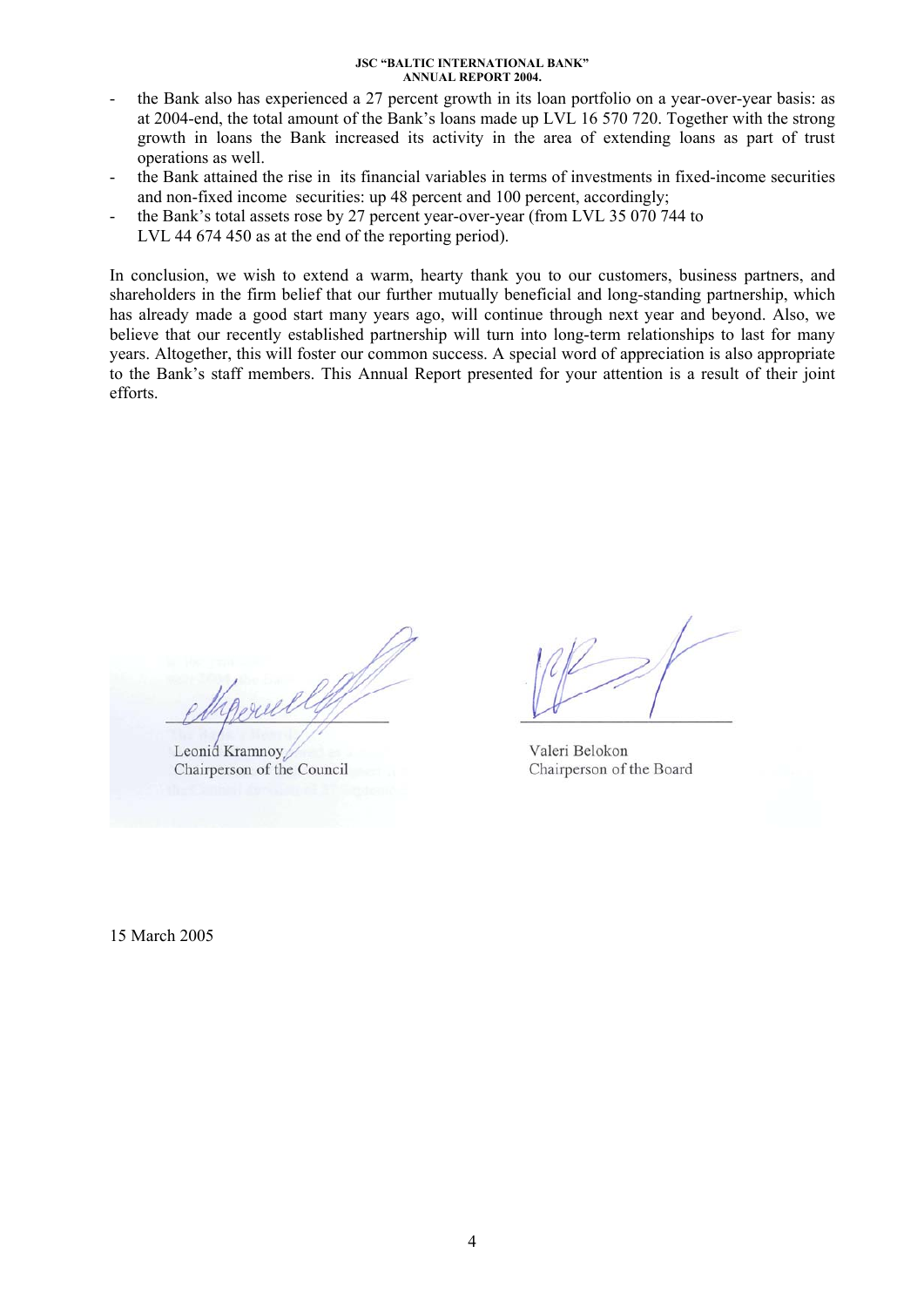- the Bank also has experienced a 27 percent growth in its loan portfolio on a year-over-year basis: as at 2004-end, the total amount of the Bank's loans made up LVL 16 570 720. Together with the strong growth in loans the Bank increased its activity in the area of extending loans as part of trust operations as well.
- the Bank attained the rise in its financial variables in terms of investments in fixed-income securities and non-fixed income securities: up 48 percent and 100 percent, accordingly;
- the Bank's total assets rose by 27 percent year-over-year (from LVL 35 070 744 to LVL 44 674 450 as at the end of the reporting period).

In conclusion, we wish to extend a warm, hearty thank you to our customers, business partners, and shareholders in the firm belief that our further mutually beneficial and long-standing partnership, which has already made a good start many years ago, will continue through next year and beyond. Also, we believe that our recently established partnership will turn into long-term relationships to last for many years. Altogether, this will foster our common success. A special word of appreciation is also appropriate to the Bank's staff members. This Annual Report presented for your attention is a result of their joint efforts.

Leonid Kramnoy
Chairperson of the Council

Valeri Belokon
Chairperson of the Board

15 March 2005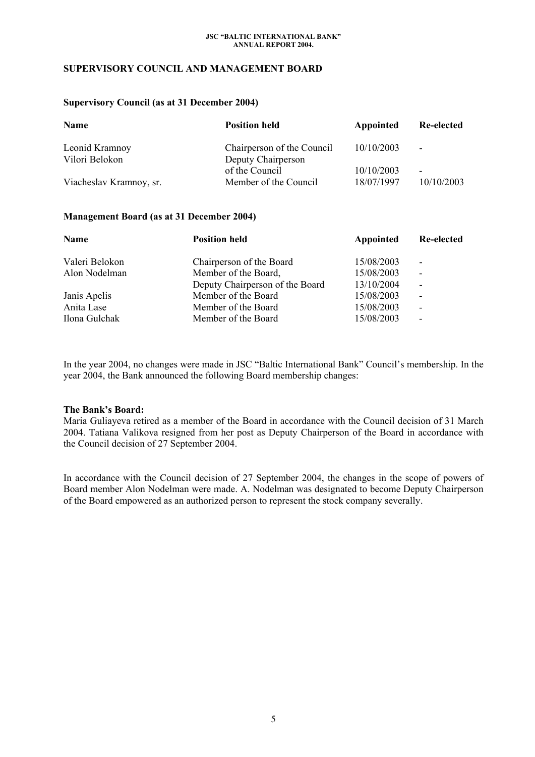## SUPERVISORY COUNCIL AND MANAGEMENT BOARD

### Supervisory Council (as at 31 December 2004)

| Name | Position held | Appointed | Re-elected |
|---|---|---|---|
| Leonid Kramnoy | Chairperson of the Council | 10/10/2003 | - |
| Vilori Belokon | Deputy Chairperson of the Council | 10/10/2003 | - |
| Viacheslav Kramnoy, sr. | Member of the Council | 18/07/1997 | 10/10/2003 |

### Management Board (as at 31 December 2004)

| Name | Position held | Appointed | Re-elected |
|---|---|---|---|
| Valeri Belokon | Chairperson of the Board | 15/08/2003 | - |
| Alon Nodelman | Member of the Board, | 15/08/2003 | - |
| | Deputy Chairperson of the Board | 13/10/2004 | - |
| Janis Apelis | Member of the Board | 15/08/2003 | - |
| Anita Lase | Member of the Board | 15/08/2003 | - |
| Ilona Gulchak | Member of the Board | 15/08/2003 | - |

In the year 2004, no changes were made in JSC "Baltic International Bank" Council's membership. In the year 2004, the Bank announced the following Board membership changes:

**The Bank's Board:**
Maria Guliayeva retired as a member of the Board in accordance with the Council decision of 31 March 2004. Tatiana Valikova resigned from her post as Deputy Chairperson of the Board in accordance with the Council decision of 27 September 2004.

In accordance with the Council decision of 27 September 2004, the changes in the scope of powers of Board member Alon Nodelman were made. A. Nodelman was designated to become Deputy Chairperson of the Board empowered as an authorized person to represent the stock company severally.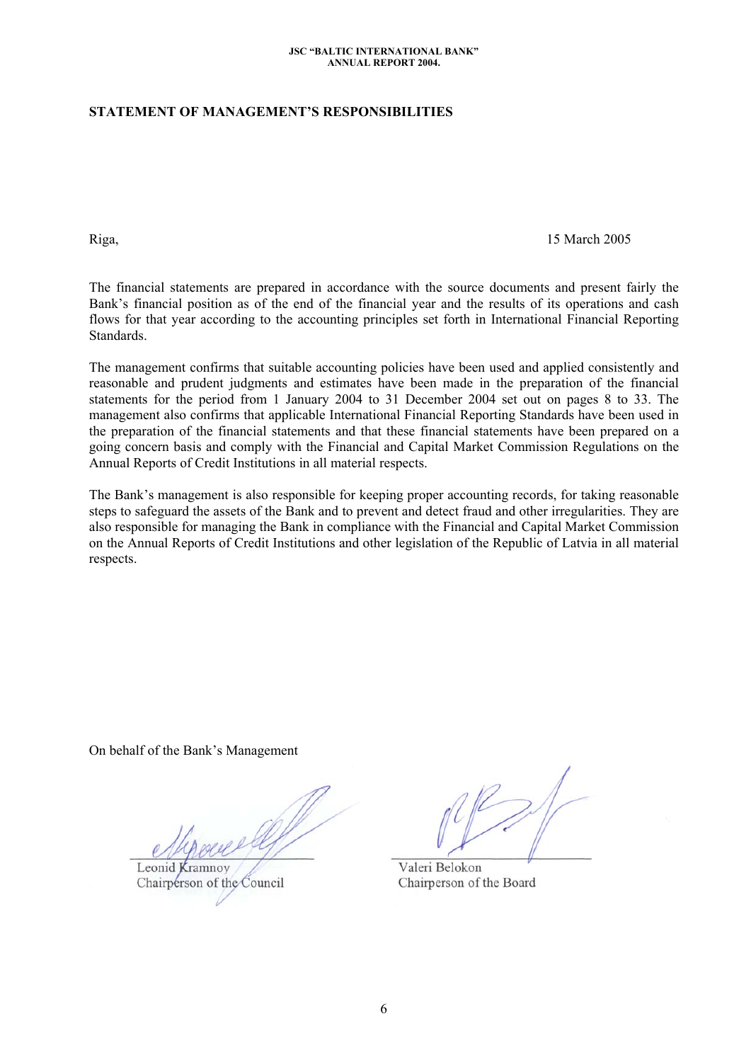## STATEMENT OF MANAGEMENT'S RESPONSIBILITIES

Riga, 15 March 2005

The financial statements are prepared in accordance with the source documents and present fairly the Bank's financial position as of the end of the financial year and the results of its operations and cash flows for that year according to the accounting principles set forth in International Financial Reporting Standards.

The management confirms that suitable accounting policies have been used and applied consistently and reasonable and prudent judgments and estimates have been made in the preparation of the financial statements for the period from 1 January 2004 to 31 December 2004 set out on pages 8 to 33. The management also confirms that applicable International Financial Reporting Standards have been used in the preparation of the financial statements and that these financial statements have been prepared on a going concern basis and comply with the Financial and Capital Market Commission Regulations on the Annual Reports of Credit Institutions in all material respects.

The Bank's management is also responsible for keeping proper accounting records, for taking reasonable steps to safeguard the assets of the Bank and to prevent and detect fraud and other irregularities. They are also responsible for managing the Bank in compliance with the Financial and Capital Market Commission on the Annual Reports of Credit Institutions and other legislation of the Republic of Latvia in all material respects.

On behalf of the Bank's Management

| | |
|---|---|
| Leonid Kramnoy | Valeri Belokon |
| Chairperson of the Council | Chairperson of the Board |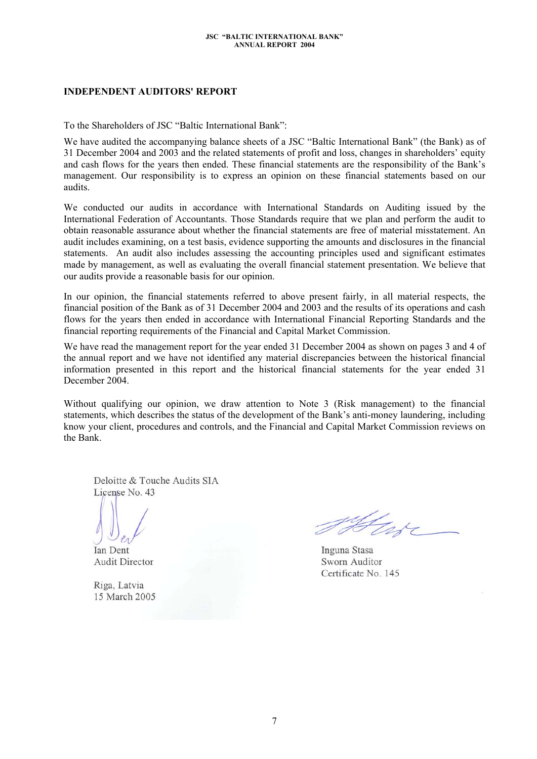## INDEPENDENT AUDITORS' REPORT

To the Shareholders of JSC "Baltic International Bank":

We have audited the accompanying balance sheets of a JSC "Baltic International Bank" (the Bank) as of 31 December 2004 and 2003 and the related statements of profit and loss, changes in shareholders' equity and cash flows for the years then ended. These financial statements are the responsibility of the Bank's management. Our responsibility is to express an opinion on these financial statements based on our audits.

We conducted our audits in accordance with International Standards on Auditing issued by the International Federation of Accountants. Those Standards require that we plan and perform the audit to obtain reasonable assurance about whether the financial statements are free of material misstatement. An audit includes examining, on a test basis, evidence supporting the amounts and disclosures in the financial statements. An audit also includes assessing the accounting principles used and significant estimates made by management, as well as evaluating the overall financial statement presentation. We believe that our audits provide a reasonable basis for our opinion.

In our opinion, the financial statements referred to above present fairly, in all material respects, the financial position of the Bank as of 31 December 2004 and 2003 and the results of its operations and cash flows for the years then ended in accordance with International Financial Reporting Standards and the financial reporting requirements of the Financial and Capital Market Commission.

We have read the management report for the year ended 31 December 2004 as shown on pages 3 and 4 of the annual report and we have not identified any material discrepancies between the historical financial information presented in this report and the historical financial statements for the year ended 31 December 2004.

Without qualifying our opinion, we draw attention to Note 3 (Risk management) to the financial statements, which describes the status of the development of the Bank's anti-money laundering, including know your client, procedures and controls, and the Financial and Capital Market Commission reviews on the Bank.

Deloitte & Touche Audits SIA
License No. 43

Ian Dent
Audit Director

Riga, Latvia
15 March 2005

Inguna Stasa
Sworn Auditor
Certificate No. 145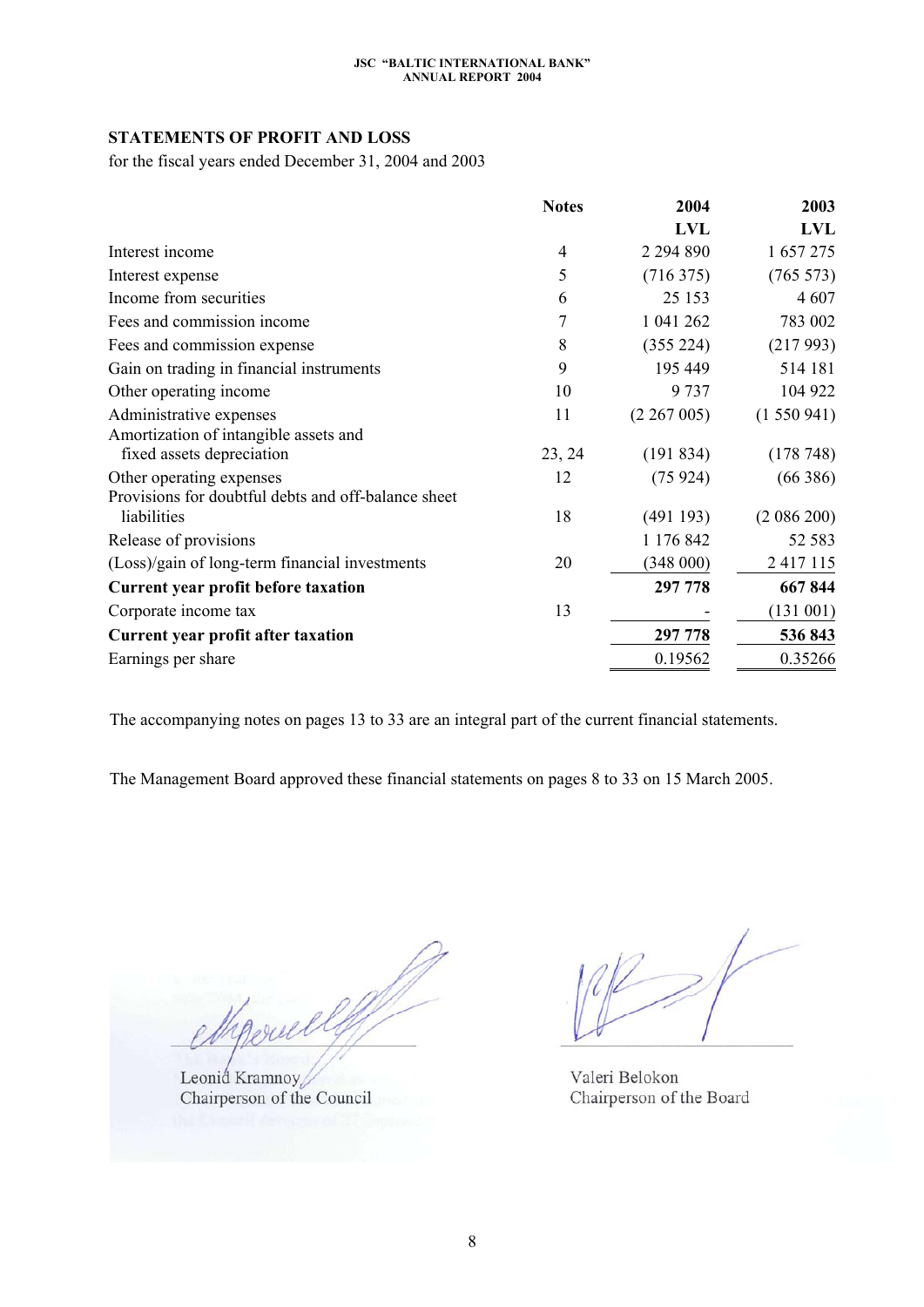## STATEMENTS OF PROFIT AND LOSS

for the fiscal years ended December 31, 2004 and 2003

| | Notes | 2004<br>LVL | 2003<br>LVL |
|---|---|---|---|
| Interest income | 4 | 2 294 890 | 1 657 275 |
| Interest expense | 5 | (716 375) | (765 573) |
| Income from securities | 6 | 25 153 | 4 607 |
| Fees and commission income | 7 | 1 041 262 | 783 002 |
| Fees and commission expense | 8 | (355 224) | (217 993) |
| Gain on trading in financial instruments | 9 | 195 449 | 514 181 |
| Other operating income | 10 | 9 737 | 104 922 |
| Administrative expenses | 11 | (2 267 005) | (1 550 941) |
| Amortization of intangible assets and fixed assets depreciation | 23, 24 | (191 834) | (178 748) |
| Other operating expenses | 12 | (75 924) | (66 386) |
| Provisions for doubtful debts and off-balance sheet liabilities | 18 | (491 193) | (2 086 200) |
| Release of provisions | | 1 176 842 | 52 583 |
| (Loss)/gain of long-term financial investments | 20 | (348 000) | 2 417 115 |
| **Current year profit before taxation** | | **297 778** | **667 844** |
| Corporate income tax | 13 | - | (131 001) |
| **Current year profit after taxation** | | **297 778** | **536 843** |
| Earnings per share | | 0.19562 | 0.35266 |

The accompanying notes on pages 13 to 33 are an integral part of the current financial statements.

The Management Board approved these financial statements on pages 8 to 33 on 15 March 2005.

Leonid Kramnoy
Chairperson of the Council

Valeri Belokon
Chairperson of the Board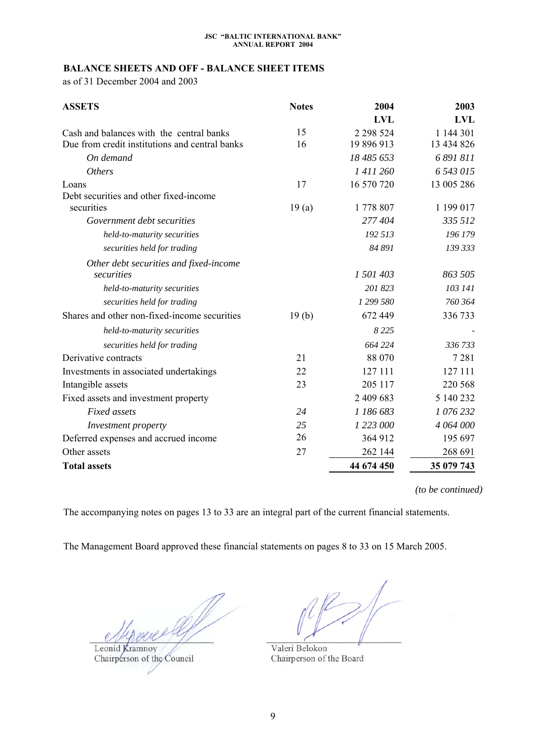## BALANCE SHEETS AND OFF - BALANCE SHEET ITEMS

as of 31 December 2004 and 2003

| ASSETS | Notes | 2004 | 2003 |
|---|---|---|---|
| | | LVL | LVL |
| Cash and balances with the central banks | 15 | 2 298 524 | 1 144 301 |
| Due from credit institutions and central banks | 16 | 19 896 913 | 13 434 826 |
| *On demand* | | *18 485 653* | *6 891 811* |
| *Others* | | *1 411 260* | *6 543 015* |
| Loans | 17 | 16 570 720 | 13 005 286 |
| Debt securities and other fixed-income securities | 19 (a) | 1 778 807 | 1 199 017 |
| *Government debt securities* | | *277 404* | *335 512* |
| *held-to-maturity securities* | | *192 513* | *196 179* |
| *securities held for trading* | | *84 891* | *139 333* |
| *Other debt securities and fixed-income securities* | | *1 501 403* | *863 505* |
| *held-to-maturity securities* | | *201 823* | *103 141* |
| *securities held for trading* | | *1 299 580* | *760 364* |
| Shares and other non-fixed-income securities | 19 (b) | 672 449 | 336 733 |
| *held-to-maturity securities* | | *8 225* | - |
| *securities held for trading* | | *664 224* | *336 733* |
| Derivative contracts | 21 | 88 070 | 7 281 |
| Investments in associated undertakings | 22 | 127 111 | 127 111 |
| Intangible assets | 23 | 205 117 | 220 568 |
| Fixed assets and investment property | | 2 409 683 | 5 140 232 |
| *Fixed assets* | *24* | *1 186 683* | *1 076 232* |
| *Investment property* | *25* | *1 223 000* | *4 064 000* |
| Deferred expenses and accrued income | 26 | 364 912 | 195 697 |
| Other assets | 27 | 262 144 | 268 691 |
| **Total assets** | | **44 674 450** | **35 079 743** |

*(to be continued)*

The accompanying notes on pages 13 to 33 are an integral part of the current financial statements.

The Management Board approved these financial statements on pages 8 to 33 on 15 March 2005.

Leonid Kramnoy
Chairperson of the Council

Valeri Belokon
Chairperson of the Board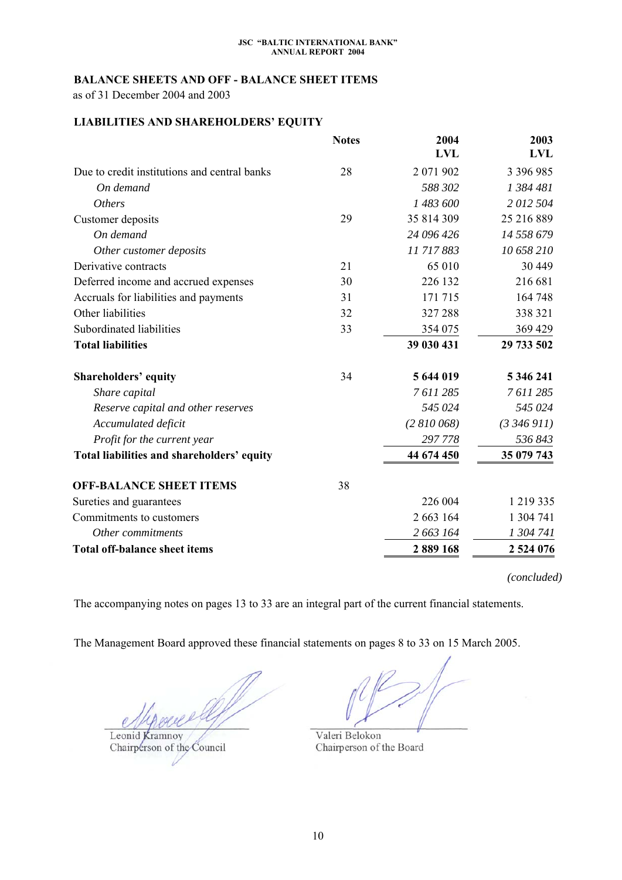## BALANCE SHEETS AND OFF - BALANCE SHEET ITEMS

as of 31 December 2004 and 2003

### LIABILITIES AND SHAREHOLDERS' EQUITY

| | Notes | 2004 LVL | 2003 LVL |
|---|---|---|---|
| Due to credit institutions and central banks | 28 | 2 071 902 | 3 396 985 |
| *On demand* | | *588 302* | *1 384 481* |
| *Others* | | *1 483 600* | *2 012 504* |
| Customer deposits | 29 | 35 814 309 | 25 216 889 |
| *On demand* | | *24 096 426* | *14 558 679* |
| *Other customer deposits* | | *11 717 883* | *10 658 210* |
| Derivative contracts | 21 | 65 010 | 30 449 |
| Deferred income and accrued expenses | 30 | 226 132 | 216 681 |
| Accruals for liabilities and payments | 31 | 171 715 | 164 748 |
| Other liabilities | 32 | 327 288 | 338 321 |
| Subordinated liabilities | 33 | 354 075 | 369 429 |
| **Total liabilities** | | **39 030 431** | **29 733 502** |
| | | | |
| **Shareholders' equity** | 34 | **5 644 019** | **5 346 241** |
| *Share capital* | | *7 611 285* | *7 611 285* |
| *Reserve capital and other reserves* | | *545 024* | *545 024* |
| *Accumulated deficit* | | *(2 810 068)* | *(3 346 911)* |
| *Profit for the current year* | | *297 778* | *536 843* |
| **Total liabilities and shareholders' equity** | | **44 674 450** | **35 079 743** |
| | | | |
| **OFF-BALANCE SHEET ITEMS** | 38 | | |
| Sureties and guarantees | | 226 004 | 1 219 335 |
| Commitments to customers | | 2 663 164 | 1 304 741 |
| *Other commitments* | | *2 663 164* | *1 304 741* |
| **Total off-balance sheet items** | | **2 889 168** | **2 524 076** |

*(concluded)*

The accompanying notes on pages 13 to 33 are an integral part of the current financial statements.

The Management Board approved these financial statements on pages 8 to 33 on 15 March 2005.

Leonid Kramnoy
Chairperson of the Council

Valeri Belokon
Chairperson of the Board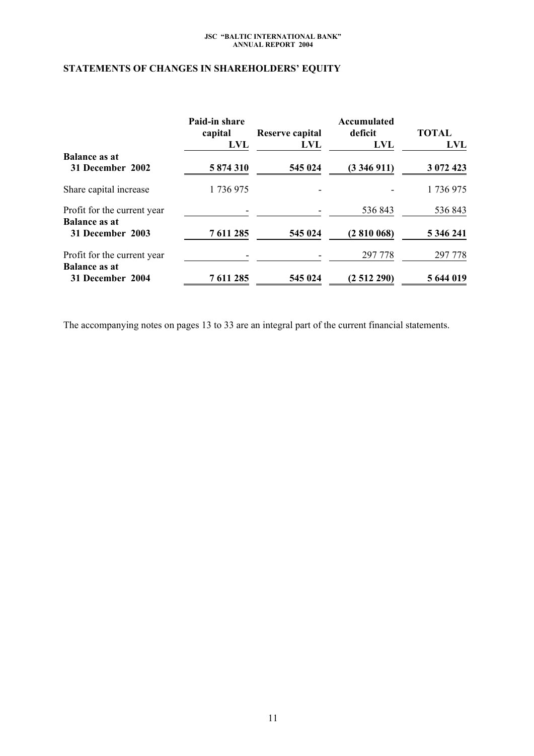## STATEMENTS OF CHANGES IN SHAREHOLDERS' EQUITY

| | Paid-in share capital LVL | Reserve capital LVL | Accumulated deficit LVL | TOTAL LVL |
|---|---|---|---|---|
| **Balance as at 31 December 2002** | **5 874 310** | **545 024** | **(3 346 911)** | **3 072 423** |
| Share capital increase | 1 736 975 | - | - | 1 736 975 |
| Profit for the current year | - | - | 536 843 | 536 843 |
| **Balance as at 31 December 2003** | **7 611 285** | **545 024** | **(2 810 068)** | **5 346 241** |
| Profit for the current year | - | - | 297 778 | 297 778 |
| **Balance as at 31 December 2004** | **7 611 285** | **545 024** | **(2 512 290)** | **5 644 019** |

The accompanying notes on pages 13 to 33 are an integral part of the current financial statements.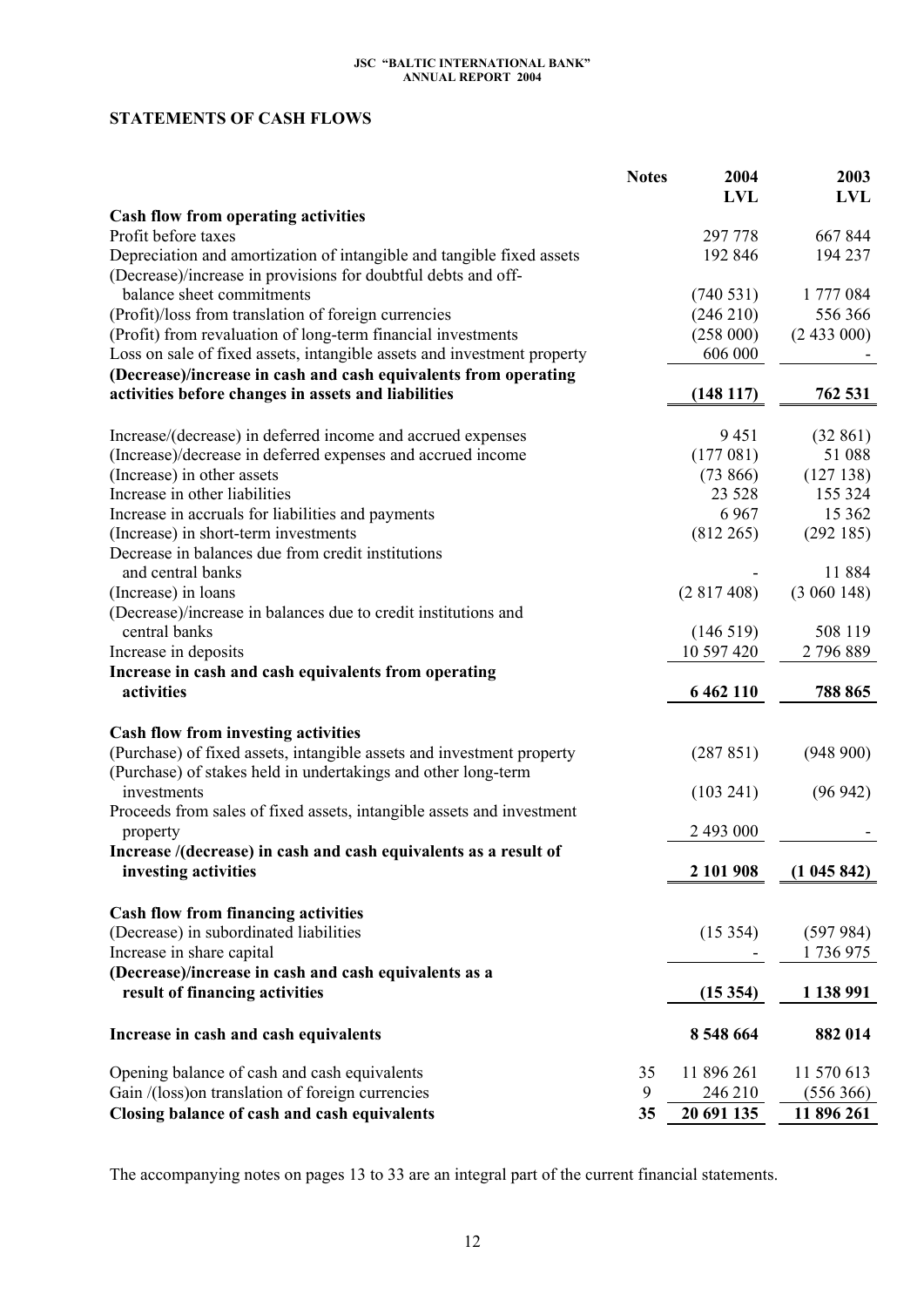## STATEMENTS OF CASH FLOWS

| | Notes | 2004 LVL | 2003 LVL |
|---|---|---|---|
| **Cash flow from operating activities** | | | |
| Profit before taxes | | 297 778 | 667 844 |
| Depreciation and amortization of intangible and tangible fixed assets | | 192 846 | 194 237 |
| (Decrease)/increase in provisions for doubtful debts and off-balance sheet commitments | | (740 531) | 1 777 084 |
| (Profit)/loss from translation of foreign currencies | | (246 210) | 556 366 |
| (Profit) from revaluation of long-term financial investments | | (258 000) | (2 433 000) |
| Loss on sale of fixed assets, intangible assets and investment property | | 606 000 | - |
| **(Decrease)/increase in cash and cash equivalents from operating activities before changes in assets and liabilities** | | **(148 117)** | **762 531** |
| Increase/(decrease) in deferred income and accrued expenses | | 9 451 | (32 861) |
| (Increase)/decrease in deferred expenses and accrued income | | (177 081) | 51 088 |
| (Increase) in other assets | | (73 866) | (127 138) |
| Increase in other liabilities | | 23 528 | 155 324 |
| Increase in accruals for liabilities and payments | | 6 967 | 15 362 |
| (Increase) in short-term investments | | (812 265) | (292 185) |
| Decrease in balances due from credit institutions and central banks | | - | 11 884 |
| (Increase) in loans | | (2 817 408) | (3 060 148) |
| (Decrease)/increase in balances due to credit institutions and central banks | | (146 519) | 508 119 |
| Increase in deposits | | 10 597 420 | 2 796 889 |
| **Increase in cash and cash equivalents from operating activities** | | **6 462 110** | **788 865** |
| **Cash flow from investing activities** | | | |
| (Purchase) of fixed assets, intangible assets and investment property | | (287 851) | (948 900) |
| (Purchase) of stakes held in undertakings and other long-term investments | | (103 241) | (96 942) |
| Proceeds from sales of fixed assets, intangible assets and investment property | | 2 493 000 | - |
| **Increase /(decrease) in cash and cash equivalents as a result of investing activities** | | **2 101 908** | **(1 045 842)** |
| **Cash flow from financing activities** | | | |
| (Decrease) in subordinated liabilities | | (15 354) | (597 984) |
| Increase in share capital | | - | 1 736 975 |
| **(Decrease)/increase in cash and cash equivalents as a result of financing activities** | | **(15 354)** | **1 138 991** |
| **Increase in cash and cash equivalents** | | **8 548 664** | **882 014** |
| Opening balance of cash and cash equivalents | 35 | 11 896 261 | 11 570 613 |
| Gain /(loss)on translation of foreign currencies | 9 | 246 210 | (556 366) |
| **Closing balance of cash and cash equivalents** | **35** | **20 691 135** | **11 896 261** |

The accompanying notes on pages 13 to 33 are an integral part of the current financial statements.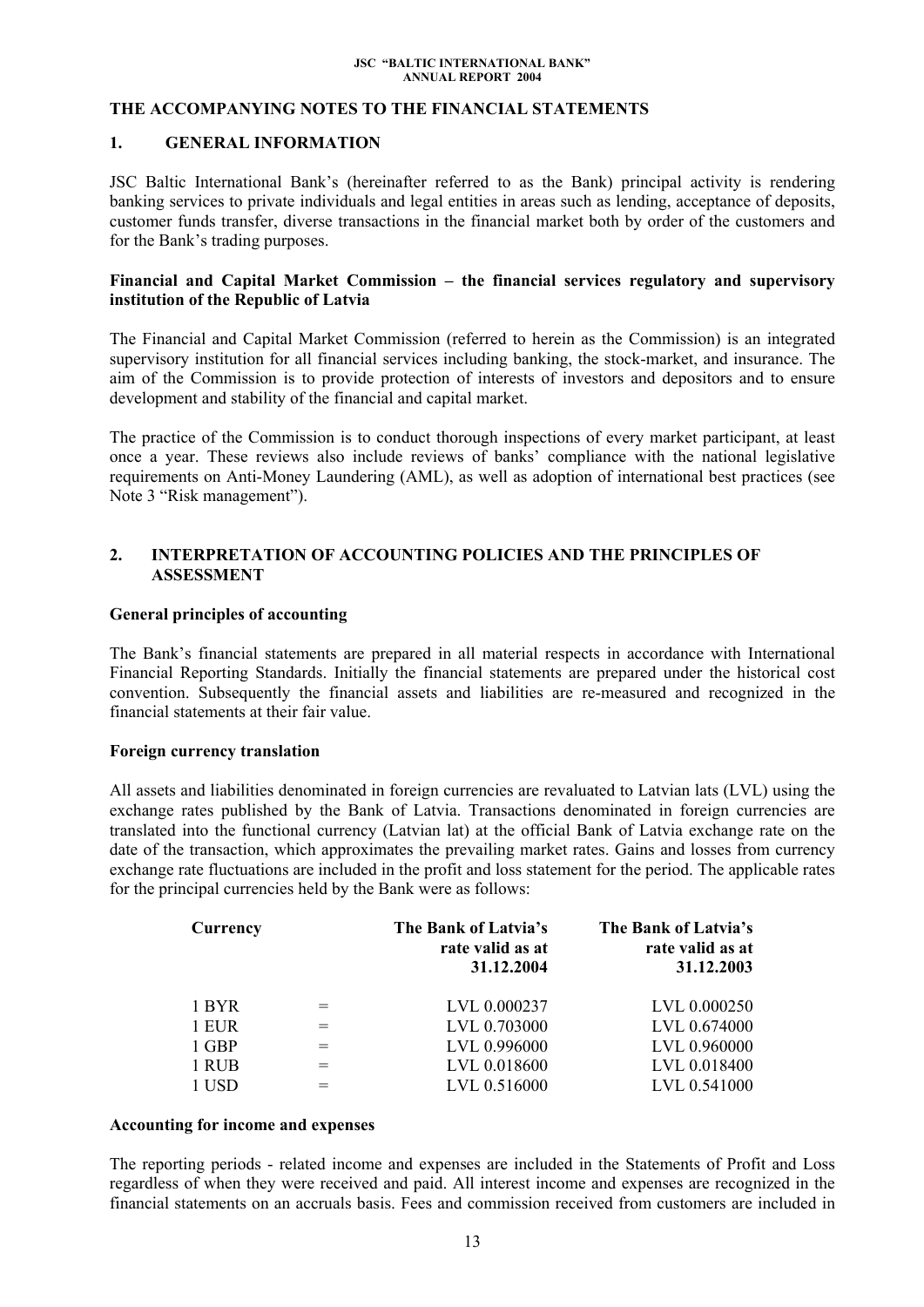## THE ACCOMPANYING NOTES TO THE FINANCIAL STATEMENTS

## 1. GENERAL INFORMATION

JSC Baltic International Bank's (hereinafter referred to as the Bank) principal activity is rendering banking services to private individuals and legal entities in areas such as lending, acceptance of deposits, customer funds transfer, diverse transactions in the financial market both by order of the customers and for the Bank's trading purposes.

**Financial and Capital Market Commission – the financial services regulatory and supervisory institution of the Republic of Latvia**

The Financial and Capital Market Commission (referred to herein as the Commission) is an integrated supervisory institution for all financial services including banking, the stock-market, and insurance. The aim of the Commission is to provide protection of interests of investors and depositors and to ensure development and stability of the financial and capital market.

The practice of the Commission is to conduct thorough inspections of every market participant, at least once a year. These reviews also include reviews of banks' compliance with the national legislative requirements on Anti-Money Laundering (AML), as well as adoption of international best practices (see Note 3 "Risk management").

## 2. INTERPRETATION OF ACCOUNTING POLICIES AND THE PRINCIPLES OF ASSESSMENT

**General principles of accounting**

The Bank's financial statements are prepared in all material respects in accordance with International Financial Reporting Standards. Initially the financial statements are prepared under the historical cost convention. Subsequently the financial assets and liabilities are re-measured and recognized in the financial statements at their fair value.

**Foreign currency translation**

All assets and liabilities denominated in foreign currencies are revaluated to Latvian lats (LVL) using the exchange rates published by the Bank of Latvia. Transactions denominated in foreign currencies are translated into the functional currency (Latvian lat) at the official Bank of Latvia exchange rate on the date of the transaction, which approximates the prevailing market rates. Gains and losses from currency exchange rate fluctuations are included in the profit and loss statement for the period. The applicable rates for the principal currencies held by the Bank were as follows:

| Currency | | The Bank of Latvia's rate valid as at 31.12.2004 | The Bank of Latvia's rate valid as at 31.12.2003 |
|---|---|---|---|
| 1 BYR | = | LVL 0.000237 | LVL 0.000250 |
| 1 EUR | = | LVL 0.703000 | LVL 0.674000 |
| 1 GBP | = | LVL 0.996000 | LVL 0.960000 |
| 1 RUB | = | LVL 0.018600 | LVL 0.018400 |
| 1 USD | = | LVL 0.516000 | LVL 0.541000 |

**Accounting for income and expenses**

The reporting periods - related income and expenses are included in the Statements of Profit and Loss regardless of when they were received and paid. All interest income and expenses are recognized in the financial statements on an accruals basis. Fees and commission received from customers are included in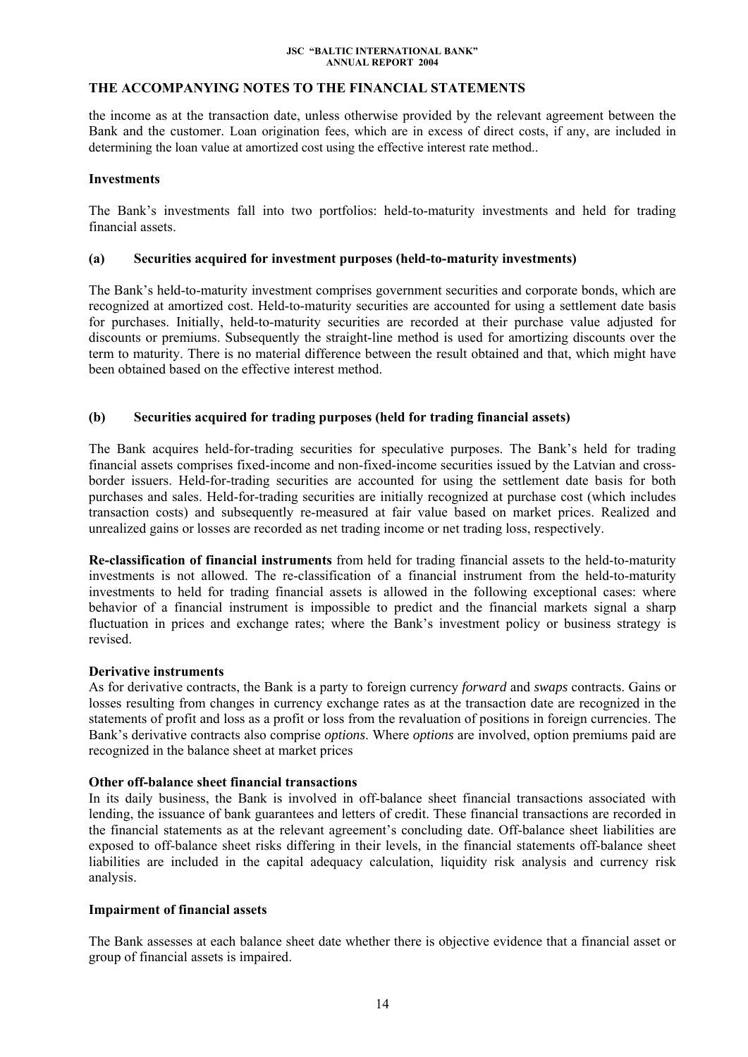## THE ACCOMPANYING NOTES TO THE FINANCIAL STATEMENTS

the income as at the transaction date, unless otherwise provided by the relevant agreement between the Bank and the customer. Loan origination fees, which are in excess of direct costs, if any, are included in determining the loan value at amortized cost using the effective interest rate method..

### Investments

The Bank's investments fall into two portfolios: held-to-maturity investments and held for trading financial assets.

#### (a) Securities acquired for investment purposes (held-to-maturity investments)

The Bank's held-to-maturity investment comprises government securities and corporate bonds, which are recognized at amortized cost. Held-to-maturity securities are accounted for using a settlement date basis for purchases. Initially, held-to-maturity securities are recorded at their purchase value adjusted for discounts or premiums. Subsequently the straight-line method is used for amortizing discounts over the term to maturity. There is no material difference between the result obtained and that, which might have been obtained based on the effective interest method.

#### (b) Securities acquired for trading purposes (held for trading financial assets)

The Bank acquires held-for-trading securities for speculative purposes. The Bank's held for trading financial assets comprises fixed-income and non-fixed-income securities issued by the Latvian and cross-border issuers. Held-for-trading securities are accounted for using the settlement date basis for both purchases and sales. Held-for-trading securities are initially recognized at purchase cost (which includes transaction costs) and subsequently re-measured at fair value based on market prices. Realized and unrealized gains or losses are recorded as net trading income or net trading loss, respectively.

**Re-classification of financial instruments** from held for trading financial assets to the held-to-maturity investments is not allowed. The re-classification of a financial instrument from the held-to-maturity investments to held for trading financial assets is allowed in the following exceptional cases: where behavior of a financial instrument is impossible to predict and the financial markets signal a sharp fluctuation in prices and exchange rates; where the Bank's investment policy or business strategy is revised.

### Derivative instruments

As for derivative contracts, the Bank is a party to foreign currency *forward* and *swaps* contracts. Gains or losses resulting from changes in currency exchange rates as at the transaction date are recognized in the statements of profit and loss as a profit or loss from the revaluation of positions in foreign currencies. The Bank's derivative contracts also comprise *options*. Where *options* are involved, option premiums paid are recognized in the balance sheet at market prices

### Other off-balance sheet financial transactions

In its daily business, the Bank is involved in off-balance sheet financial transactions associated with lending, the issuance of bank guarantees and letters of credit. These financial transactions are recorded in the financial statements as at the relevant agreement's concluding date. Off-balance sheet liabilities are exposed to off-balance sheet risks differing in their levels, in the financial statements off-balance sheet liabilities are included in the capital adequacy calculation, liquidity risk analysis and currency risk analysis.

### Impairment of financial assets

The Bank assesses at each balance sheet date whether there is objective evidence that a financial asset or group of financial assets is impaired.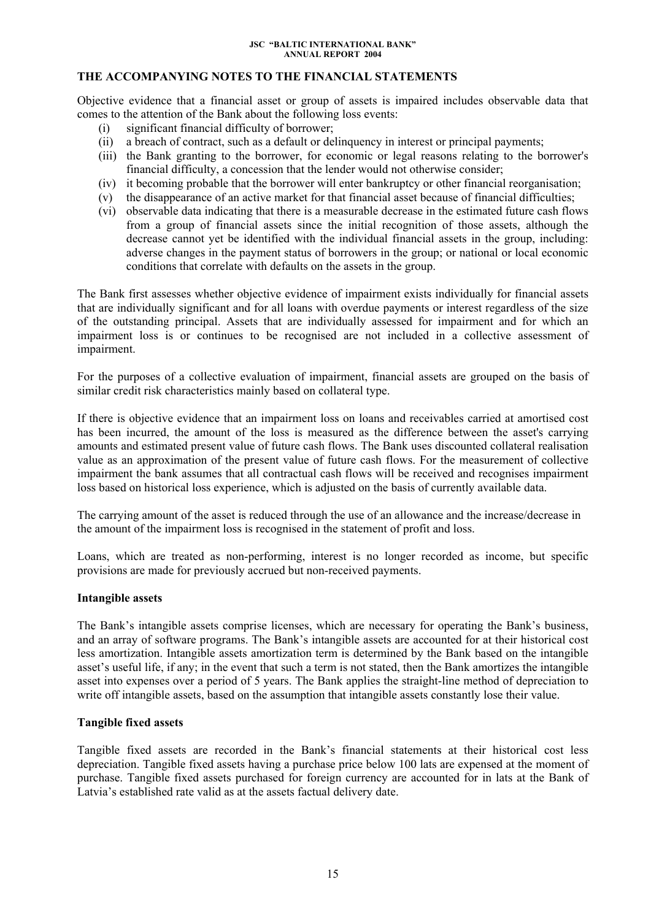## THE ACCOMPANYING NOTES TO THE FINANCIAL STATEMENTS

Objective evidence that a financial asset or group of assets is impaired includes observable data that comes to the attention of the Bank about the following loss events:

(i) significant financial difficulty of borrower;
(ii) a breach of contract, such as a default or delinquency in interest or principal payments;
(iii) the Bank granting to the borrower, for economic or legal reasons relating to the borrower's financial difficulty, a concession that the lender would not otherwise consider;
(iv) it becoming probable that the borrower will enter bankruptcy or other financial reorganisation;
(v) the disappearance of an active market for that financial asset because of financial difficulties;
(vi) observable data indicating that there is a measurable decrease in the estimated future cash flows from a group of financial assets since the initial recognition of those assets, although the decrease cannot yet be identified with the individual financial assets in the group, including: adverse changes in the payment status of borrowers in the group; or national or local economic conditions that correlate with defaults on the assets in the group.

The Bank first assesses whether objective evidence of impairment exists individually for financial assets that are individually significant and for all loans with overdue payments or interest regardless of the size of the outstanding principal. Assets that are individually assessed for impairment and for which an impairment loss is or continues to be recognised are not included in a collective assessment of impairment.

For the purposes of a collective evaluation of impairment, financial assets are grouped on the basis of similar credit risk characteristics mainly based on collateral type.

If there is objective evidence that an impairment loss on loans and receivables carried at amortised cost has been incurred, the amount of the loss is measured as the difference between the asset's carrying amounts and estimated present value of future cash flows. The Bank uses discounted collateral realisation value as an approximation of the present value of future cash flows. For the measurement of collective impairment the bank assumes that all contractual cash flows will be received and recognises impairment loss based on historical loss experience, which is adjusted on the basis of currently available data.

The carrying amount of the asset is reduced through the use of an allowance and the increase/decrease in the amount of the impairment loss is recognised in the statement of profit and loss.

Loans, which are treated as non-performing, interest is no longer recorded as income, but specific provisions are made for previously accrued but non-received payments.

**Intangible assets**

The Bank's intangible assets comprise licenses, which are necessary for operating the Bank's business, and an array of software programs. The Bank's intangible assets are accounted for at their historical cost less amortization. Intangible assets amortization term is determined by the Bank based on the intangible asset's useful life, if any; in the event that such a term is not stated, then the Bank amortizes the intangible asset into expenses over a period of 5 years. The Bank applies the straight-line method of depreciation to write off intangible assets, based on the assumption that intangible assets constantly lose their value.

**Tangible fixed assets**

Tangible fixed assets are recorded in the Bank's financial statements at their historical cost less depreciation. Tangible fixed assets having a purchase price below 100 lats are expensed at the moment of purchase. Tangible fixed assets purchased for foreign currency are accounted for in lats at the Bank of Latvia's established rate valid as at the assets factual delivery date.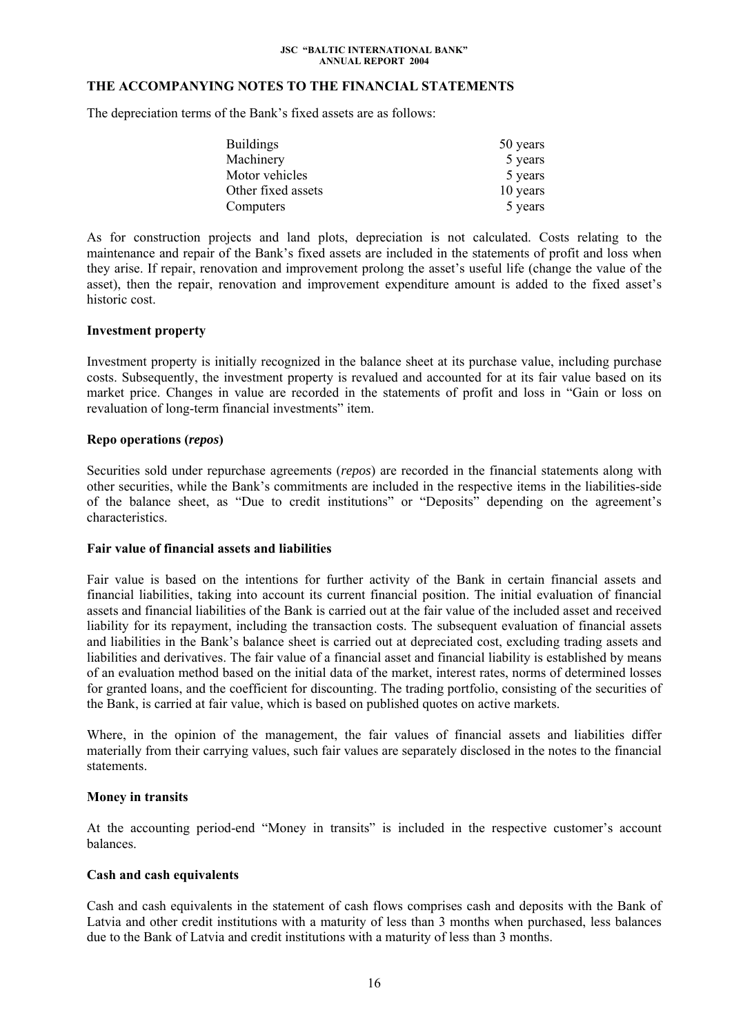## THE ACCOMPANYING NOTES TO THE FINANCIAL STATEMENTS

The depreciation terms of the Bank's fixed assets are as follows:

| | |
|---|---|
| Buildings | 50 years |
| Machinery | 5 years |
| Motor vehicles | 5 years |
| Other fixed assets | 10 years |
| Computers | 5 years |

As for construction projects and land plots, depreciation is not calculated. Costs relating to the maintenance and repair of the Bank's fixed assets are included in the statements of profit and loss when they arise. If repair, renovation and improvement prolong the asset's useful life (change the value of the asset), then the repair, renovation and improvement expenditure amount is added to the fixed asset's historic cost.

**Investment property**

Investment property is initially recognized in the balance sheet at its purchase value, including purchase costs. Subsequently, the investment property is revalued and accounted for at its fair value based on its market price. Changes in value are recorded in the statements of profit and loss in "Gain or loss on revaluation of long-term financial investments" item.

**Repo operations (*repos*)**

Securities sold under repurchase agreements (*repos*) are recorded in the financial statements along with other securities, while the Bank's commitments are included in the respective items in the liabilities-side of the balance sheet, as "Due to credit institutions" or "Deposits" depending on the agreement's characteristics.

**Fair value of financial assets and liabilities**

Fair value is based on the intentions for further activity of the Bank in certain financial assets and financial liabilities, taking into account its current financial position. The initial evaluation of financial assets and financial liabilities of the Bank is carried out at the fair value of the included asset and received liability for its repayment, including the transaction costs. The subsequent evaluation of financial assets and liabilities in the Bank's balance sheet is carried out at depreciated cost, excluding trading assets and liabilities and derivatives. The fair value of a financial asset and financial liability is established by means of an evaluation method based on the initial data of the market, interest rates, norms of determined losses for granted loans, and the coefficient for discounting. The trading portfolio, consisting of the securities of the Bank, is carried at fair value, which is based on published quotes on active markets.

Where, in the opinion of the management, the fair values of financial assets and liabilities differ materially from their carrying values, such fair values are separately disclosed in the notes to the financial statements.

**Money in transits**

At the accounting period-end "Money in transits" is included in the respective customer's account balances.

**Cash and cash equivalents**

Cash and cash equivalents in the statement of cash flows comprises cash and deposits with the Bank of Latvia and other credit institutions with a maturity of less than 3 months when purchased, less balances due to the Bank of Latvia and credit institutions with a maturity of less than 3 months.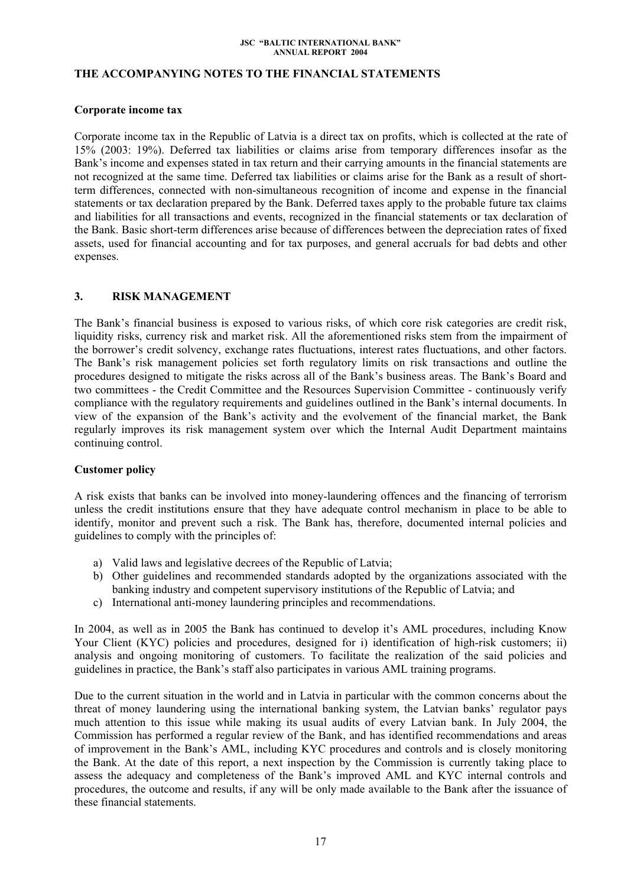## THE ACCOMPANYING NOTES TO THE FINANCIAL STATEMENTS

**Corporate income tax**

Corporate income tax in the Republic of Latvia is a direct tax on profits, which is collected at the rate of 15% (2003: 19%). Deferred tax liabilities or claims arise from temporary differences insofar as the Bank's income and expenses stated in tax return and their carrying amounts in the financial statements are not recognized at the same time. Deferred tax liabilities or claims arise for the Bank as a result of short-term differences, connected with non-simultaneous recognition of income and expense in the financial statements or tax declaration prepared by the Bank. Deferred taxes apply to the probable future tax claims and liabilities for all transactions and events, recognized in the financial statements or tax declaration of the Bank. Basic short-term differences arise because of differences between the depreciation rates of fixed assets, used for financial accounting and for tax purposes, and general accruals for bad debts and other expenses.

## 3. RISK MANAGEMENT

The Bank's financial business is exposed to various risks, of which core risk categories are credit risk, liquidity risks, currency risk and market risk. All the aforementioned risks stem from the impairment of the borrower's credit solvency, exchange rates fluctuations, interest rates fluctuations, and other factors. The Bank's risk management policies set forth regulatory limits on risk transactions and outline the procedures designed to mitigate the risks across all of the Bank's business areas. The Bank's Board and two committees - the Credit Committee and the Resources Supervision Committee - continuously verify compliance with the regulatory requirements and guidelines outlined in the Bank's internal documents. In view of the expansion of the Bank's activity and the evolvement of the financial market, the Bank regularly improves its risk management system over which the Internal Audit Department maintains continuing control.

**Customer policy**

A risk exists that banks can be involved into money-laundering offences and the financing of terrorism unless the credit institutions ensure that they have adequate control mechanism in place to be able to identify, monitor and prevent such a risk. The Bank has, therefore, documented internal policies and guidelines to comply with the principles of:

a) Valid laws and legislative decrees of the Republic of Latvia;
b) Other guidelines and recommended standards adopted by the organizations associated with the banking industry and competent supervisory institutions of the Republic of Latvia; and
c) International anti-money laundering principles and recommendations.

In 2004, as well as in 2005 the Bank has continued to develop it's AML procedures, including Know Your Client (KYC) policies and procedures, designed for i) identification of high-risk customers; ii) analysis and ongoing monitoring of customers. To facilitate the realization of the said policies and guidelines in practice, the Bank's staff also participates in various AML training programs.

Due to the current situation in the world and in Latvia in particular with the common concerns about the threat of money laundering using the international banking system, the Latvian banks' regulator pays much attention to this issue while making its usual audits of every Latvian bank. In July 2004, the Commission has performed a regular review of the Bank, and has identified recommendations and areas of improvement in the Bank's AML, including KYC procedures and controls and is closely monitoring the Bank. At the date of this report, a next inspection by the Commission is currently taking place to assess the adequacy and completeness of the Bank's improved AML and KYC internal controls and procedures, the outcome and results, if any will be only made available to the Bank after the issuance of these financial statements.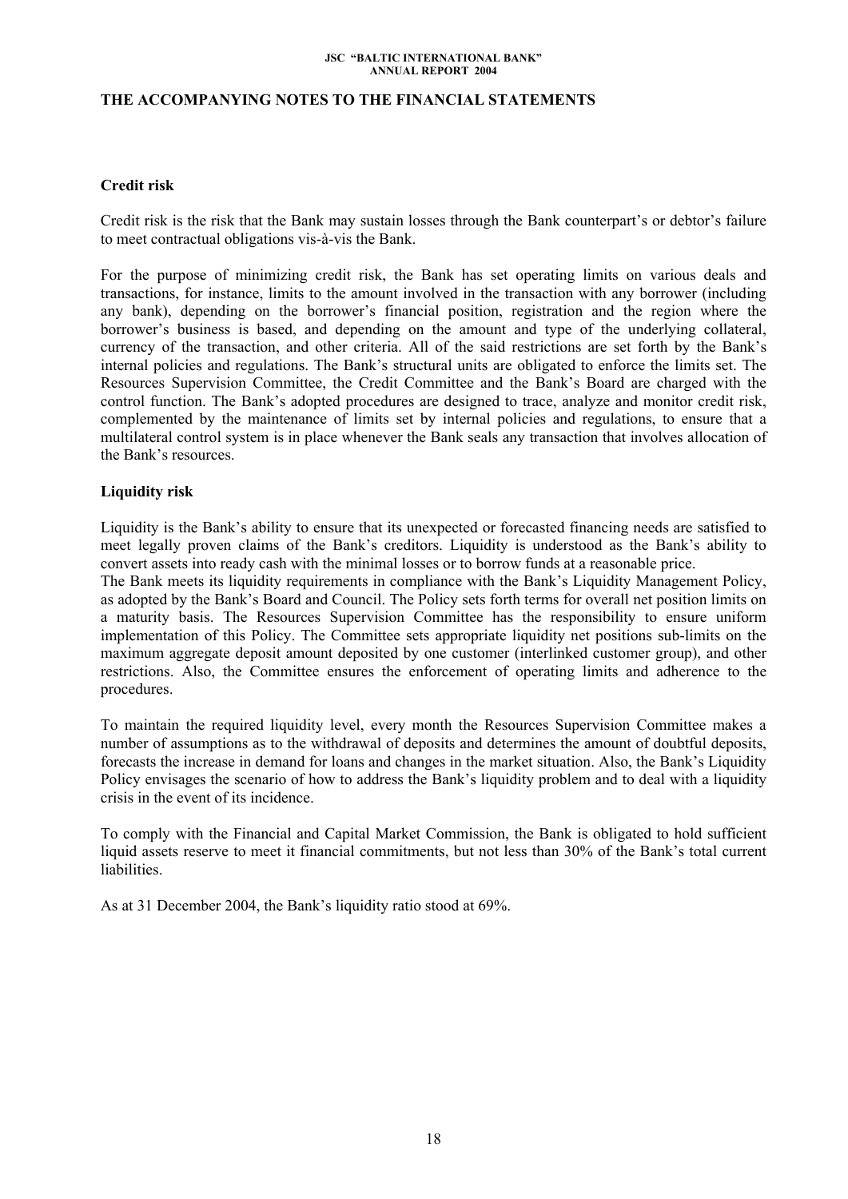## THE ACCOMPANYING NOTES TO THE FINANCIAL STATEMENTS

### Credit risk

Credit risk is the risk that the Bank may sustain losses through the Bank counterpart's or debtor's failure to meet contractual obligations vis-à-vis the Bank.

For the purpose of minimizing credit risk, the Bank has set operating limits on various deals and transactions, for instance, limits to the amount involved in the transaction with any borrower (including any bank), depending on the borrower's financial position, registration and the region where the borrower's business is based, and depending on the amount and type of the underlying collateral, currency of the transaction, and other criteria. All of the said restrictions are set forth by the Bank's internal policies and regulations. The Bank's structural units are obligated to enforce the limits set. The Resources Supervision Committee, the Credit Committee and the Bank's Board are charged with the control function. The Bank's adopted procedures are designed to trace, analyze and monitor credit risk, complemented by the maintenance of limits set by internal policies and regulations, to ensure that a multilateral control system is in place whenever the Bank seals any transaction that involves allocation of the Bank's resources.

### Liquidity risk

Liquidity is the Bank's ability to ensure that its unexpected or forecasted financing needs are satisfied to meet legally proven claims of the Bank's creditors. Liquidity is understood as the Bank's ability to convert assets into ready cash with the minimal losses or to borrow funds at a reasonable price.

The Bank meets its liquidity requirements in compliance with the Bank's Liquidity Management Policy, as adopted by the Bank's Board and Council. The Policy sets forth terms for overall net position limits on a maturity basis. The Resources Supervision Committee has the responsibility to ensure uniform implementation of this Policy. The Committee sets appropriate liquidity net positions sub-limits on the maximum aggregate deposit amount deposited by one customer (interlinked customer group), and other restrictions. Also, the Committee ensures the enforcement of operating limits and adherence to the procedures.

To maintain the required liquidity level, every month the Resources Supervision Committee makes a number of assumptions as to the withdrawal of deposits and determines the amount of doubtful deposits, forecasts the increase in demand for loans and changes in the market situation. Also, the Bank's Liquidity Policy envisages the scenario of how to address the Bank's liquidity problem and to deal with a liquidity crisis in the event of its incidence.

To comply with the Financial and Capital Market Commission, the Bank is obligated to hold sufficient liquid assets reserve to meet it financial commitments, but not less than 30% of the Bank's total current liabilities.

As at 31 December 2004, the Bank's liquidity ratio stood at 69%.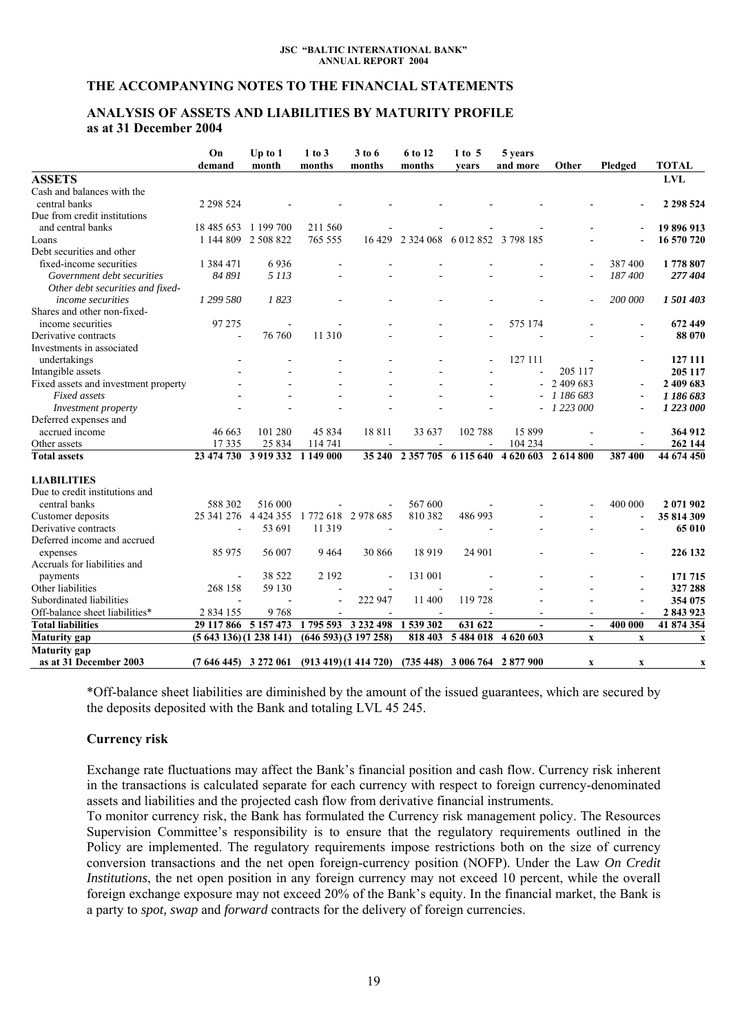## THE ACCOMPANYING NOTES TO THE FINANCIAL STATEMENTS

### ANALYSIS OF ASSETS AND LIABILITIES BY MATURITY PROFILE as at 31 December 2004

| | On demand | Up to 1 month | 1 to 3 months | 3 to 6 months | 6 to 12 months | 1 to 5 years | 5 years and more | Other | Pledged | TOTAL |
|---|---|---|---|---|---|---|---|---|---|---|
| **ASSETS** | | | | | | | | | | **LVL** |
| Cash and balances with the central banks | 2 298 524 | - | - | - | - | - | - | - | - | **2 298 524** |
| Due from credit institutions and central banks | 18 485 653 | 1 199 700 | 211 560 | - | - | - | - | - | - | **19 896 913** |
| Loans | 1 144 809 | 2 508 822 | 765 555 | 16 429 | 2 324 068 | 6 012 852 | 3 798 185 | - | - | **16 570 720** |
| Debt securities and other fixed-income securities | 1 384 471 | 6 936 | - | - | - | - | - | - | 387 400 | **1 778 807** |
| *Government debt securities* | *84 891* | *5 113* | - | - | - | - | - | - | *187 400* | ***277 404*** |
| *Other debt securities and fixed-income securities* | *1 299 580* | *1 823* | - | - | - | - | - | - | *200 000* | ***1 501 403*** |
| Shares and other non-fixed-income securities | 97 275 | - | - | - | - | - | 575 174 | - | - | **672 449** |
| Derivative contracts | - | 76 760 | 11 310 | - | - | - | - | - | - | **88 070** |
| Investments in associated undertakings | - | - | - | - | - | - | 127 111 | - | - | **127 111** |
| Intangible assets | - | - | - | - | - | - | - | 205 117 | | **205 117** |
| Fixed assets and investment property | - | - | - | - | - | - | - | 2 409 683 | - | **2 409 683** |
| *Fixed assets* | - | - | - | - | - | - | - | *1 186 683* | - | ***1 186 683*** |
| *Investment property* | - | - | - | - | - | - | - | *1 223 000* | - | ***1 223 000*** |
| Deferred expenses and accrued income | 46 663 | 101 280 | 45 834 | 18 811 | 33 637 | 102 788 | 15 899 | - | - | **364 912** |
| Other assets | 17 335 | 25 834 | 114 741 | - | - | - | 104 234 | - | - | **262 144** |
| **Total assets** | **23 474 730** | **3 919 332** | **1 149 000** | **35 240** | **2 357 705** | **6 115 640** | **4 620 603** | **2 614 800** | **387 400** | **44 674 450** |
| **LIABILITIES** | | | | | | | | | | |
| Due to credit institutions and central banks | 588 302 | 516 000 | - | - | 567 600 | - | - | - | 400 000 | **2 071 902** |
| Customer deposits | 25 341 276 | 4 424 355 | 1 772 618 | 2 978 685 | 810 382 | 486 993 | - | - | - | **35 814 309** |
| Derivative contracts | - | 53 691 | 11 319 | - | - | - | - | - | - | **65 010** |
| Deferred income and accrued expenses | 85 975 | 56 007 | 9 464 | 30 866 | 18 919 | 24 901 | - | - | - | **226 132** |
| Accruals for liabilities and payments | - | 38 522 | 2 192 | - | 131 001 | - | - | - | - | **171 715** |
| Other liabilities | 268 158 | 59 130 | - | - | - | - | - | - | - | **327 288** |
| Subordinated liabilities | - | - | - | 222 947 | 11 400 | 119 728 | - | - | - | **354 075** |
| Off-balance sheet liabilities* | 2 834 155 | 9 768 | - | - | - | - | - | - | - | **2 843 923** |
| **Total liabilities** | **29 117 866** | **5 157 473** | **1 795 593** | **3 232 498** | **1 539 302** | **631 622** | **-** | **-** | **400 000** | **41 874 354** |
| **Maturity gap** | **(5 643 136)** | **(1 238 141)** | **(646 593)** | **(3 197 258)** | **818 403** | **5 484 018** | **4 620 603** | **x** | **x** | **x** |
| **Maturity gap as at 31 December 2003** | **(7 646 445)** | **3 272 061** | **(913 419)** | **(1 414 720)** | **(735 448)** | **3 006 764** | **2 877 900** | **x** | **x** | **x** |

*Off-balance sheet liabilities are diminished by the amount of the issued guarantees, which are secured by the deposits deposited with the Bank and totaling LVL 45 245.

### Currency risk

Exchange rate fluctuations may affect the Bank's financial position and cash flow. Currency risk inherent in the transactions is calculated separate for each currency with respect to foreign currency-denominated assets and liabilities and the projected cash flow from derivative financial instruments.
To monitor currency risk, the Bank has formulated the Currency risk management policy. The Resources Supervision Committee's responsibility is to ensure that the regulatory requirements outlined in the Policy are implemented. The regulatory requirements impose restrictions both on the size of currency conversion transactions and the net open foreign-currency position (NOFP). Under the Law *On Credit Institutions*, the net open position in any foreign currency may not exceed 10 percent, while the overall foreign exchange exposure may not exceed 20% of the Bank's equity. In the financial market, the Bank is a party to *spot, swap* and *forward* contracts for the delivery of foreign currencies.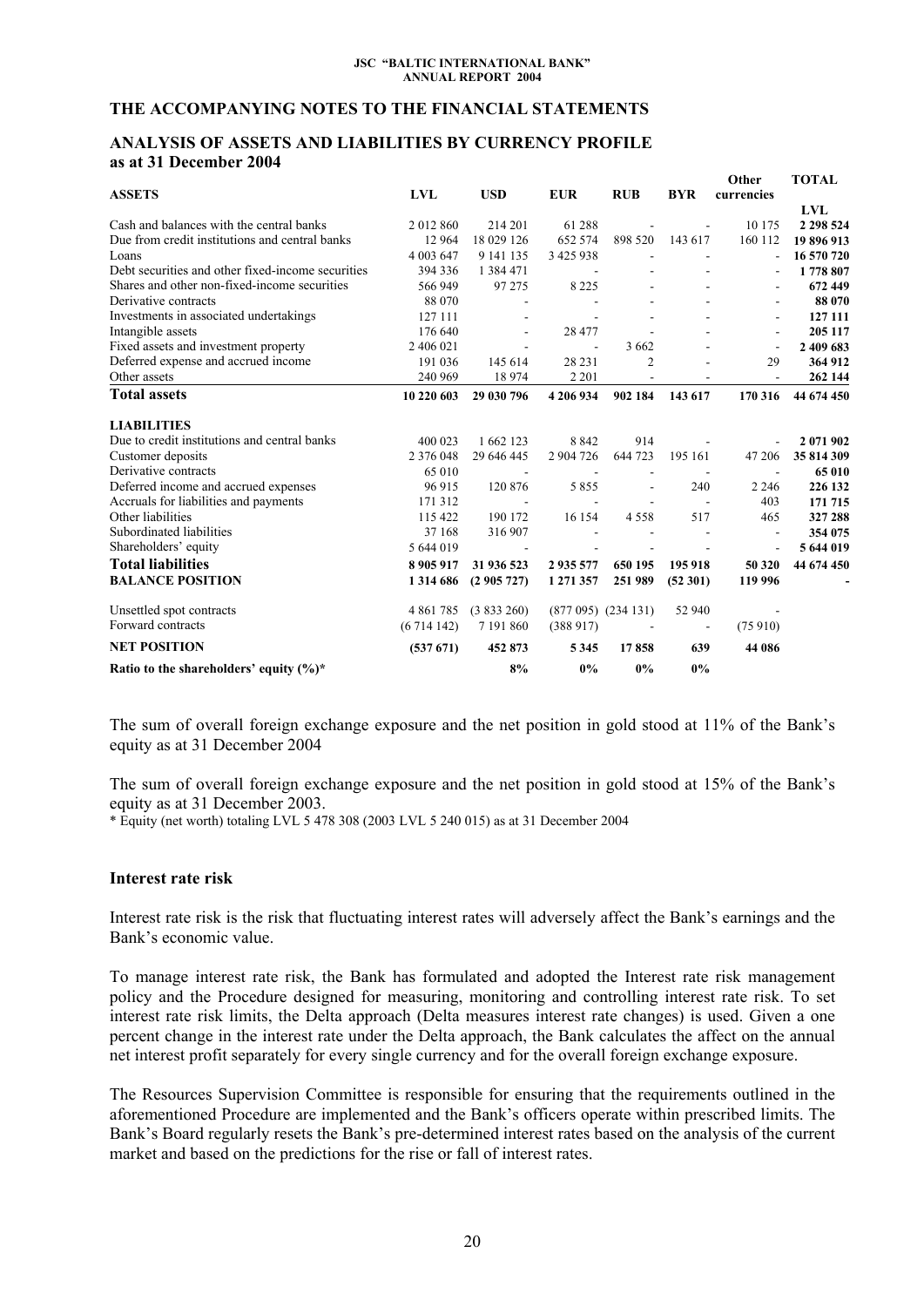## THE ACCOMPANYING NOTES TO THE FINANCIAL STATEMENTS

### ANALYSIS OF ASSETS AND LIABILITIES BY CURRENCY PROFILE as at 31 December 2004

| ASSETS | LVL | USD | EUR | RUB | BYR | Other currencies | TOTAL LVL |
|---|---|---|---|---|---|---|---|
| Cash and balances with the central banks | 2 012 860 | 214 201 | 61 288 | - | - | 10 175 | **2 298 524** |
| Due from credit institutions and central banks | 12 964 | 18 029 126 | 652 574 | 898 520 | 143 617 | 160 112 | **19 896 913** |
| Loans | 4 003 647 | 9 141 135 | 3 425 938 | - | - | - | **16 570 720** |
| Debt securities and other fixed-income securities | 394 336 | 1 384 471 | - | - | - | - | **1 778 807** |
| Shares and other non-fixed-income securities | 566 949 | 97 275 | 8 225 | - | - | - | **672 449** |
| Derivative contracts | 88 070 | - | - | - | - | - | **88 070** |
| Investments in associated undertakings | 127 111 | - | - | - | - | - | **127 111** |
| Intangible assets | 176 640 | - | 28 477 | - | - | - | **205 117** |
| Fixed assets and investment property | 2 406 021 | - | - | 3 662 | - | - | **2 409 683** |
| Deferred expense and accrued income | 191 036 | 145 614 | 28 231 | 2 | - | 29 | **364 912** |
| Other assets | 240 969 | 18 974 | 2 201 | - | - | - | **262 144** |
| **Total assets** | **10 220 603** | **29 030 796** | **4 206 934** | **902 184** | **143 617** | **170 316** | **44 674 450** |
| **LIABILITIES** | | | | | | | |
| Due to credit institutions and central banks | 400 023 | 1 662 123 | 8 842 | 914 | - | - | **2 071 902** |
| Customer deposits | 2 376 048 | 29 646 445 | 2 904 726 | 644 723 | 195 161 | 47 206 | **35 814 309** |
| Derivative contracts | 65 010 | - | - | - | - | - | **65 010** |
| Deferred income and accrued expenses | 96 915 | 120 876 | 5 855 | - | 240 | 2 246 | **226 132** |
| Accruals for liabilities and payments | 171 312 | - | - | - | - | 403 | **171 715** |
| Other liabilities | 115 422 | 190 172 | 16 154 | 4 558 | 517 | 465 | **327 288** |
| Subordinated liabilities | 37 168 | 316 907 | - | - | - | - | **354 075** |
| Shareholders' equity | 5 644 019 | - | - | - | - | - | **5 644 019** |
| **Total liabilities** | **8 905 917** | **31 936 523** | **2 935 577** | **650 195** | **195 918** | **50 320** | **44 674 450** |
| **BALANCE POSITION** | **1 314 686** | **(2 905 727)** | **1 271 357** | **251 989** | **(52 301)** | **119 996** | **-** |
| Unsettled spot contracts | 4 861 785 | (3 833 260) | (877 095) | (234 131) | 52 940 | - | |
| Forward contracts | (6 714 142) | 7 191 860 | (388 917) | - | - | (75 910) | |
| **NET POSITION** | **(537 671)** | **452 873** | **5 345** | **17 858** | **639** | **44 086** | |
| **Ratio to the shareholders' equity (%)*** | | **8%** | **0%** | **0%** | **0%** | | |

The sum of overall foreign exchange exposure and the net position in gold stood at 11% of the Bank's equity as at 31 December 2004

The sum of overall foreign exchange exposure and the net position in gold stood at 15% of the Bank's equity as at 31 December 2003.

\* Equity (net worth) totaling LVL 5 478 308 (2003 LVL 5 240 015) as at 31 December 2004

### Interest rate risk

Interest rate risk is the risk that fluctuating interest rates will adversely affect the Bank's earnings and the Bank's economic value.

To manage interest rate risk, the Bank has formulated and adopted the Interest rate risk management policy and the Procedure designed for measuring, monitoring and controlling interest rate risk. To set interest rate risk limits, the Delta approach (Delta measures interest rate changes) is used. Given a one percent change in the interest rate under the Delta approach, the Bank calculates the affect on the annual net interest profit separately for every single currency and for the overall foreign exchange exposure.

The Resources Supervision Committee is responsible for ensuring that the requirements outlined in the aforementioned Procedure are implemented and the Bank's officers operate within prescribed limits. The Bank's Board regularly resets the Bank's pre-determined interest rates based on the analysis of the current market and based on the predictions for the rise or fall of interest rates.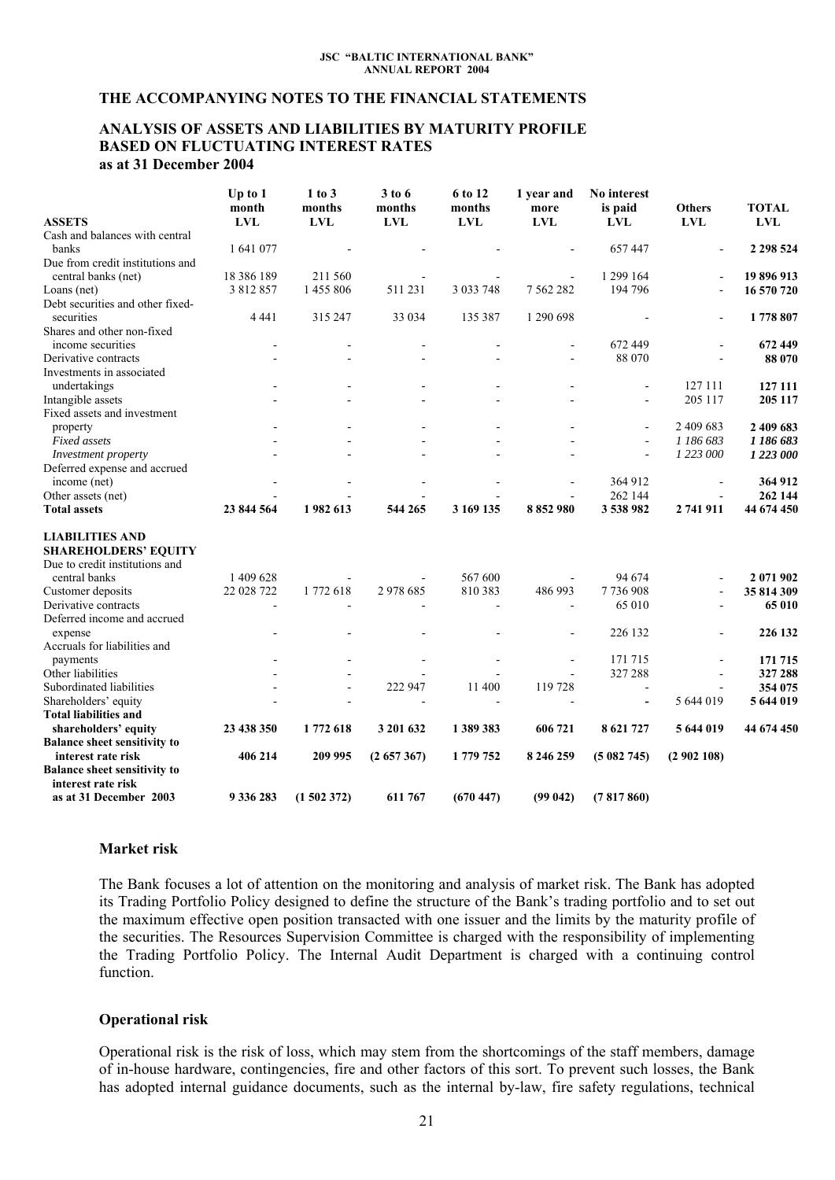## THE ACCOMPANYING NOTES TO THE FINANCIAL STATEMENTS

### ANALYSIS OF ASSETS AND LIABILITIES BY MATURITY PROFILE BASED ON FLUCTUATING INTEREST RATES as at 31 December 2004

| ASSETS | Up to 1 month LVL | 1 to 3 months LVL | 3 to 6 months LVL | 6 to 12 months LVL | 1 year and more LVL | No interest is paid LVL | Others LVL | TOTAL LVL |
|---|---|---|---|---|---|---|---|---|
| Cash and balances with central banks | 1 641 077 | - | - | - | - | 657 447 | - | **2 298 524** |
| Due from credit institutions and central banks (net) | 18 386 189 | 211 560 | - | - | - | 1 299 164 | - | **19 896 913** |
| Loans (net) | 3 812 857 | 1 455 806 | 511 231 | 3 033 748 | 7 562 282 | 194 796 | - | **16 570 720** |
| Debt securities and other fixed-securities | 4 441 | 315 247 | 33 034 | 135 387 | 1 290 698 | - | - | **1 778 807** |
| Shares and other non-fixed income securities | - | - | - | - | - | 672 449 | - | **672 449** |
| Derivative contracts | - | - | - | - | - | 88 070 | - | **88 070** |
| Investments in associated undertakings | - | - | - | - | - | - | 127 111 | **127 111** |
| Intangible assets | - | - | - | - | - | - | 205 117 | **205 117** |
| Fixed assets and investment property | - | - | - | - | - | - | 2 409 683 | **2 409 683** |
| *Fixed assets* | - | - | - | - | - | - | *1 186 683* | ***1 186 683*** |
| *Investment property* | - | - | - | - | - | - | *1 223 000* | ***1 223 000*** |
| Deferred expense and accrued income (net) | - | - | - | - | - | 364 912 | - | **364 912** |
| Other assets (net) | - | - | - | - | - | 262 144 | - | **262 144** |
| **Total assets** | **23 844 564** | **1 982 613** | **544 265** | **3 169 135** | **8 852 980** | **3 538 982** | **2 741 911** | **44 674 450** |
| **LIABILITIES AND SHAREHOLDERS' EQUITY** | | | | | | | | |
| Due to credit institutions and central banks | 1 409 628 | - | - | 567 600 | - | 94 674 | - | **2 071 902** |
| Customer deposits | 22 028 722 | 1 772 618 | 2 978 685 | 810 383 | 486 993 | 7 736 908 | - | **35 814 309** |
| Derivative contracts | - | - | - | - | - | 65 010 | - | **65 010** |
| Deferred income and accrued expense | - | - | - | - | - | 226 132 | - | **226 132** |
| Accruals for liabilities and payments | - | - | - | - | - | 171 715 | - | **171 715** |
| Other liabilities | - | - | - | - | - | 327 288 | - | **327 288** |
| Subordinated liabilities | - | - | 222 947 | 11 400 | 119 728 | - | - | **354 075** |
| Shareholders' equity | - | - | - | - | - | - | 5 644 019 | **5 644 019** |
| **Total liabilities and shareholders' equity** | **23 438 350** | **1 772 618** | **3 201 632** | **1 389 383** | **606 721** | **8 621 727** | **5 644 019** | **44 674 450** |
| **Balance sheet sensitivity to interest rate risk** | **406 214** | **209 995** | **(2 657 367)** | **1 779 752** | **8 246 259** | **(5 082 745)** | **(2 902 108)** | |
| **Balance sheet sensitivity to interest rate risk as at 31 December 2003** | **9 336 283** | **(1 502 372)** | **611 767** | **(670 447)** | **(99 042)** | **(7 817 860)** | | |

### Market risk

The Bank focuses a lot of attention on the monitoring and analysis of market risk. The Bank has adopted its Trading Portfolio Policy designed to define the structure of the Bank's trading portfolio and to set out the maximum effective open position transacted with one issuer and the limits by the maturity profile of the securities. The Resources Supervision Committee is charged with the responsibility of implementing the Trading Portfolio Policy. The Internal Audit Department is charged with a continuing control function.

### Operational risk

Operational risk is the risk of loss, which may stem from the shortcomings of the staff members, damage of in-house hardware, contingencies, fire and other factors of this sort. To prevent such losses, the Bank has adopted internal guidance documents, such as the internal by-law, fire safety regulations, technical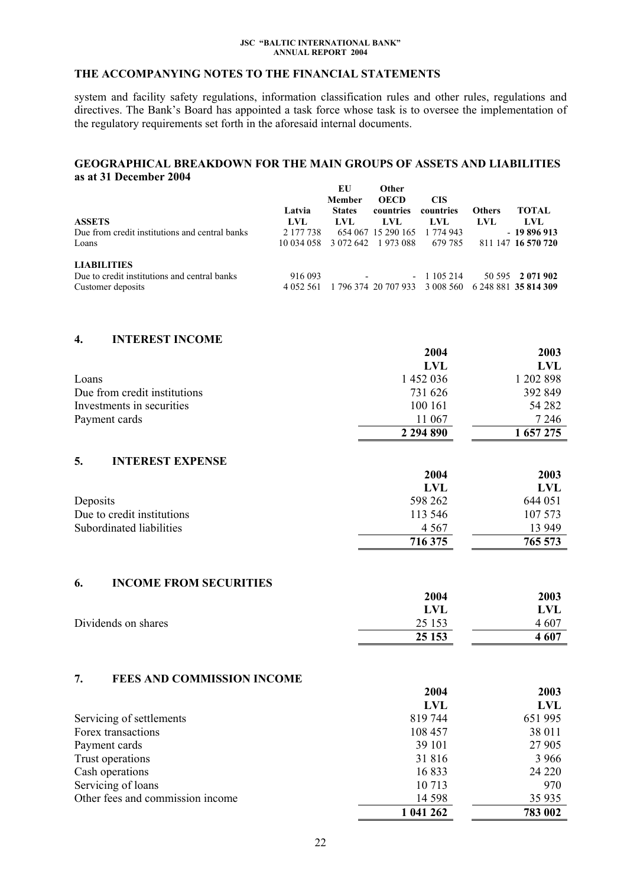## THE ACCOMPANYING NOTES TO THE FINANCIAL STATEMENTS

system and facility safety regulations, information classification rules and other rules, regulations and directives. The Bank's Board has appointed a task force whose task is to oversee the implementation of the regulatory requirements set forth in the aforesaid internal documents.

## GEOGRAPHICAL BREAKDOWN FOR THE MAIN GROUPS OF ASSETS AND LIABILITIES as at 31 December 2004

| | Latvia | EU Member States | Other OECD countries | CIS countries | Others | TOTAL |
|---|---|---|---|---|---|---|
| **ASSETS** | **LVL** | **LVL** | **LVL** | **LVL** | **LVL** | **LVL** |
| Due from credit institutions and central banks | 2 177 738 | 654 067 | 15 290 165 | 1 774 943 | - | **19 896 913** |
| Loans | 10 034 058 | 3 072 642 | 1 973 088 | 679 785 | 811 147 | **16 570 720** |
| **LIABILITIES** | | | | | | |
| Due to credit institutions and central banks | 916 093 | - | - | 1 105 214 | 50 595 | **2 071 902** |
| Customer deposits | 4 052 561 | 1 796 374 | 20 707 933 | 3 008 560 | 6 248 881 | **35 814 309** |

## 4. INTEREST INCOME

| | 2004 | 2003 |
|---|---|---|
| | LVL | LVL |
| Loans | 1 452 036 | 1 202 898 |
| Due from credit institutions | 731 626 | 392 849 |
| Investments in securities | 100 161 | 54 282 |
| Payment cards | 11 067 | 7 246 |
| | **2 294 890** | **1 657 275** |

## 5. INTEREST EXPENSE

| | 2004 | 2003 |
|---|---|---|
| | LVL | LVL |
| Deposits | 598 262 | 644 051 |
| Due to credit institutions | 113 546 | 107 573 |
| Subordinated liabilities | 4 567 | 13 949 |
| | **716 375** | **765 573** |

## 6. INCOME FROM SECURITIES

| | 2004 | 2003 |
|---|---|---|
| | LVL | LVL |
| Dividends on shares | 25 153 | 4 607 |
| | **25 153** | **4 607** |

## 7. FEES AND COMMISSION INCOME

| | 2004 | 2003 |
|---|---|---|
| | LVL | LVL |
| Servicing of settlements | 819 744 | 651 995 |
| Forex transactions | 108 457 | 38 011 |
| Payment cards | 39 101 | 27 905 |
| Trust operations | 31 816 | 3 966 |
| Cash operations | 16 833 | 24 220 |
| Servicing of loans | 10 713 | 970 |
| Other fees and commission income | 14 598 | 35 935 |
| | **1 041 262** | **783 002** |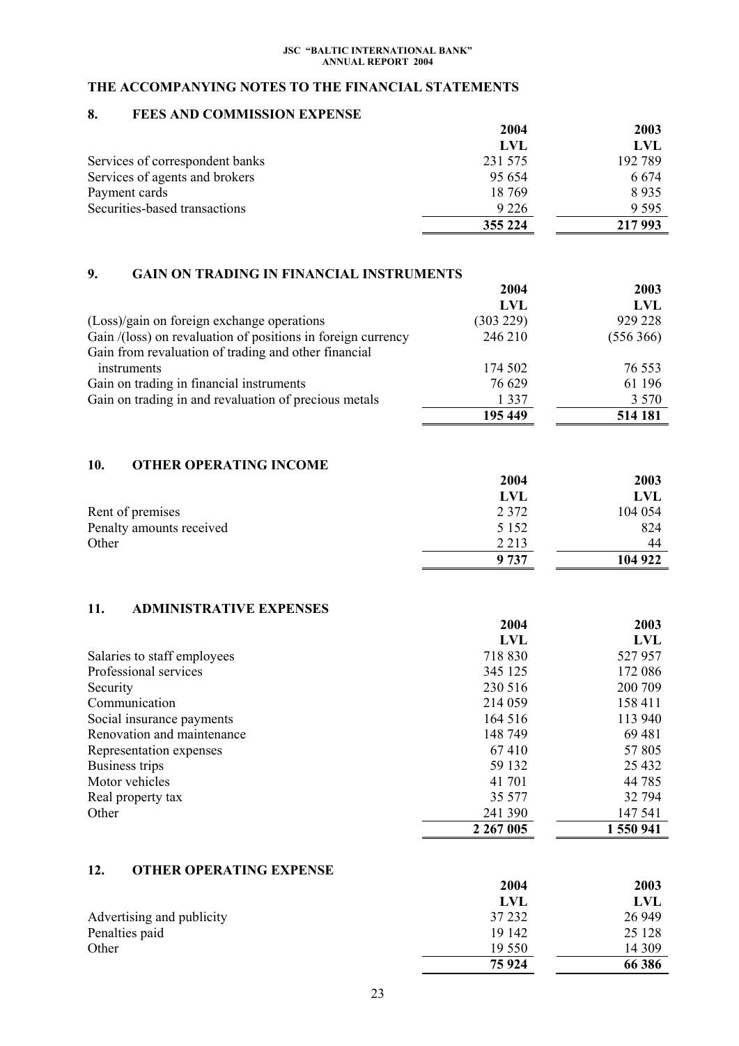## THE ACCOMPANYING NOTES TO THE FINANCIAL STATEMENTS

### 8. FEES AND COMMISSION EXPENSE

| | 2004 LVL | 2003 LVL |
|---|---|---|
| Services of correspondent banks | 231 575 | 192 789 |
| Services of agents and brokers | 95 654 | 6 674 |
| Payment cards | 18 769 | 8 935 |
| Securities-based transactions | 9 226 | 9 595 |
| | **355 224** | **217 993** |

### 9. GAIN ON TRADING IN FINANCIAL INSTRUMENTS

| | 2004 LVL | 2003 LVL |
|---|---|---|
| (Loss)/gain on foreign exchange operations | (303 229) | 929 228 |
| Gain /(loss) on revaluation of positions in foreign currency | 246 210 | (556 366) |
| Gain from revaluation of trading and other financial instruments | 174 502 | 76 553 |
| Gain on trading in financial instruments | 76 629 | 61 196 |
| Gain on trading in and revaluation of precious metals | 1 337 | 3 570 |
| | **195 449** | **514 181** |

### 10. OTHER OPERATING INCOME

| | 2004 LVL | 2003 LVL |
|---|---|---|
| Rent of premises | 2 372 | 104 054 |
| Penalty amounts received | 5 152 | 824 |
| Other | 2 213 | 44 |
| | **9 737** | **104 922** |

### 11. ADMINISTRATIVE EXPENSES

| | 2004 LVL | 2003 LVL |
|---|---|---|
| Salaries to staff employees | 718 830 | 527 957 |
| Professional services | 345 125 | 172 086 |
| Security | 230 516 | 200 709 |
| Communication | 214 059 | 158 411 |
| Social insurance payments | 164 516 | 113 940 |
| Renovation and maintenance | 148 749 | 69 481 |
| Representation expenses | 67 410 | 57 805 |
| Business trips | 59 132 | 25 432 |
| Motor vehicles | 41 701 | 44 785 |
| Real property tax | 35 577 | 32 794 |
| Other | 241 390 | 147 541 |
| | **2 267 005** | **1 550 941** |

### 12. OTHER OPERATING EXPENSE

| | 2004 LVL | 2003 LVL |
|---|---|---|
| Advertising and publicity | 37 232 | 26 949 |
| Penalties paid | 19 142 | 25 128 |
| Other | 19 550 | 14 309 |
| | **75 924** | **66 386** |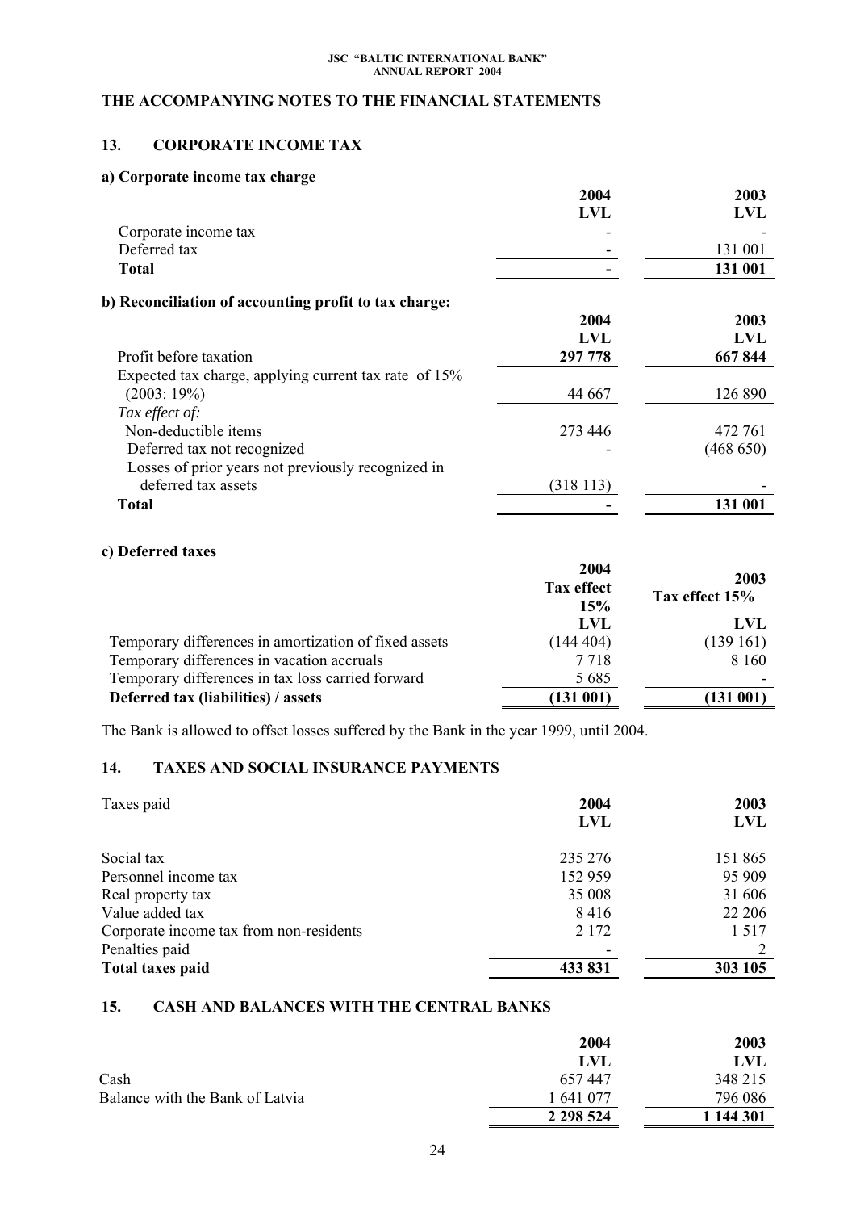## THE ACCOMPANYING NOTES TO THE FINANCIAL STATEMENTS

### 13. CORPORATE INCOME TAX

**a) Corporate income tax charge**

| | 2004 LVL | 2003 LVL |
|---|---|---|
| Corporate income tax | - | - |
| Deferred tax | - | 131 001 |
| **Total** | **-** | **131 001** |

**b) Reconciliation of accounting profit to tax charge:**

| | 2004 LVL | 2003 LVL |
|---|---|---|
| Profit before taxation | **297 778** | **667 844** |
| Expected tax charge, applying current tax rate of 15% (2003: 19%) | 44 667 | 126 890 |
| *Tax effect of:* | | |
| Non-deductible items | 273 446 | 472 761 |
| Deferred tax not recognized | - | (468 650) |
| Losses of prior years not previously recognized in deferred tax assets | (318 113) | - |
| **Total** | **-** | **131 001** |

**c) Deferred taxes**

| | 2004 Tax effect 15% LVL | 2003 Tax effect 15% LVL |
|---|---|---|
| Temporary differences in amortization of fixed assets | (144 404) | (139 161) |
| Temporary differences in vacation accruals | 7 718 | 8 160 |
| Temporary differences in tax loss carried forward | 5 685 | - |
| **Deferred tax (liabilities) / assets** | **(131 001)** | **(131 001)** |

The Bank is allowed to offset losses suffered by the Bank in the year 1999, until 2004.

### 14. TAXES AND SOCIAL INSURANCE PAYMENTS

| Taxes paid | 2004 LVL | 2003 LVL |
|---|---|---|
| Social tax | 235 276 | 151 865 |
| Personnel income tax | 152 959 | 95 909 |
| Real property tax | 35 008 | 31 606 |
| Value added tax | 8 416 | 22 206 |
| Corporate income tax from non-residents | 2 172 | 1 517 |
| Penalties paid | - | 2 |
| **Total taxes paid** | **433 831** | **303 105** |

### 15. CASH AND BALANCES WITH THE CENTRAL BANKS

| | 2004 LVL | 2003 LVL |
|---|---|---|
| Cash | 657 447 | 348 215 |
| Balance with the Bank of Latvia | 1 641 077 | 796 086 |
| | **2 298 524** | **1 144 301** |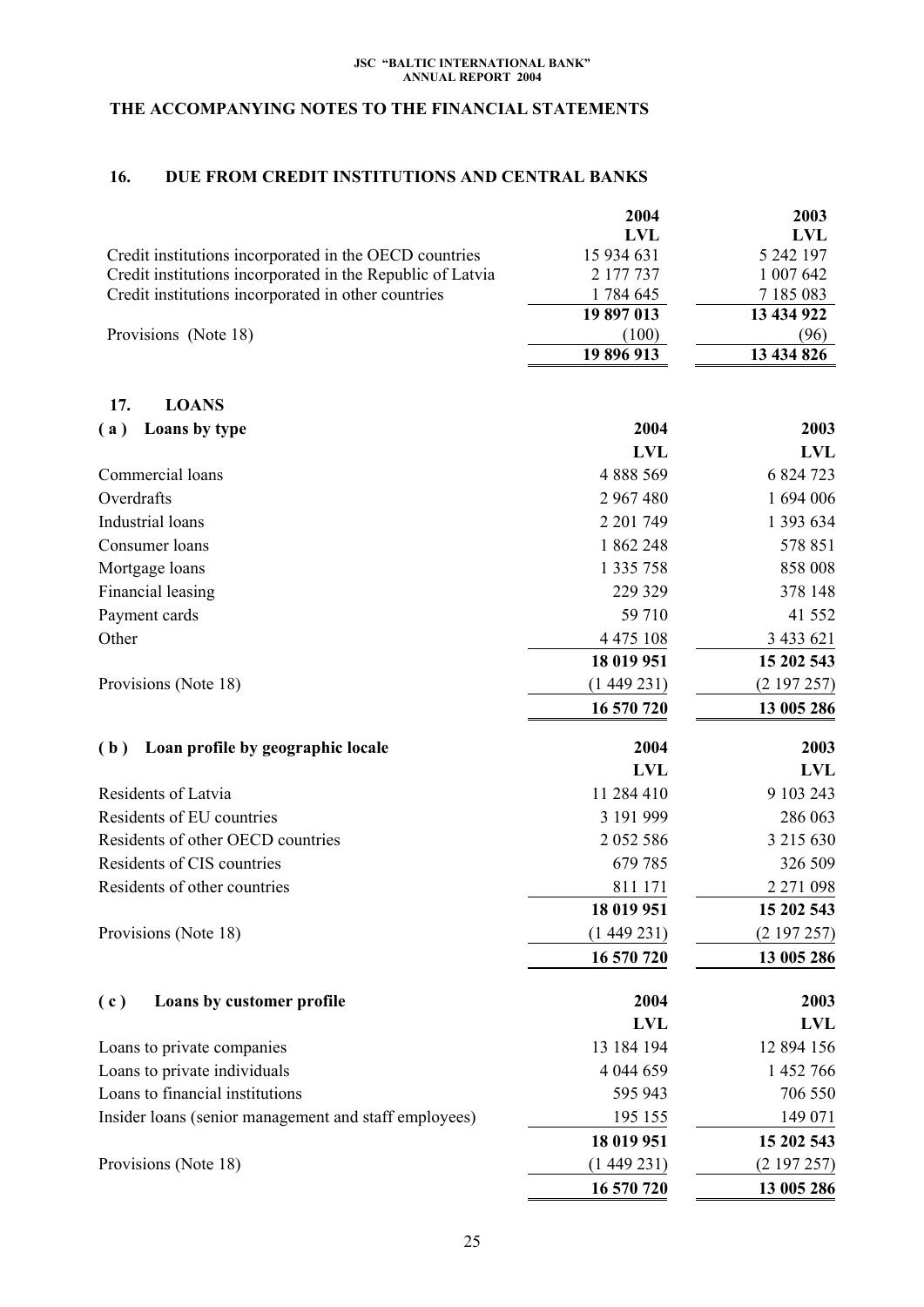## THE ACCOMPANYING NOTES TO THE FINANCIAL STATEMENTS

### 16. DUE FROM CREDIT INSTITUTIONS AND CENTRAL BANKS

| | 2004 | 2003 |
|---|---|---|
| | LVL | LVL |
| Credit institutions incorporated in the OECD countries | 15 934 631 | 5 242 197 |
| Credit institutions incorporated in the Republic of Latvia | 2 177 737 | 1 007 642 |
| Credit institutions incorporated in other countries | 1 784 645 | 7 185 083 |
| | **19 897 013** | **13 434 922** |
| Provisions (Note 18) | (100) | (96) |
| | **19 896 913** | **13 434 826** |

### 17. LOANS

| **( a ) Loans by type** | **2004** | **2003** |
|---|---|---|
| | **LVL** | **LVL** |
| Commercial loans | 4 888 569 | 6 824 723 |
| Overdrafts | 2 967 480 | 1 694 006 |
| Industrial loans | 2 201 749 | 1 393 634 |
| Consumer loans | 1 862 248 | 578 851 |
| Mortgage loans | 1 335 758 | 858 008 |
| Financial leasing | 229 329 | 378 148 |
| Payment cards | 59 710 | 41 552 |
| Other | 4 475 108 | 3 433 621 |
| | **18 019 951** | **15 202 543** |
| Provisions (Note 18) | (1 449 231) | (2 197 257) |
| | **16 570 720** | **13 005 286** |

| **( b ) Loan profile by geographic locale** | **2004** | **2003** |
|---|---|---|
| | **LVL** | **LVL** |
| Residents of Latvia | 11 284 410 | 9 103 243 |
| Residents of EU countries | 3 191 999 | 286 063 |
| Residents of other OECD countries | 2 052 586 | 3 215 630 |
| Residents of CIS countries | 679 785 | 326 509 |
| Residents of other countries | 811 171 | 2 271 098 |
| | **18 019 951** | **15 202 543** |
| Provisions (Note 18) | (1 449 231) | (2 197 257) |
| | **16 570 720** | **13 005 286** |

| **( c ) Loans by customer profile** | **2004** | **2003** |
|---|---|---|
| | **LVL** | **LVL** |
| Loans to private companies | 13 184 194 | 12 894 156 |
| Loans to private individuals | 4 044 659 | 1 452 766 |
| Loans to financial institutions | 595 943 | 706 550 |
| Insider loans (senior management and staff employees) | 195 155 | 149 071 |
| | **18 019 951** | **15 202 543** |
| Provisions (Note 18) | (1 449 231) | (2 197 257) |
| | **16 570 720** | **13 005 286** |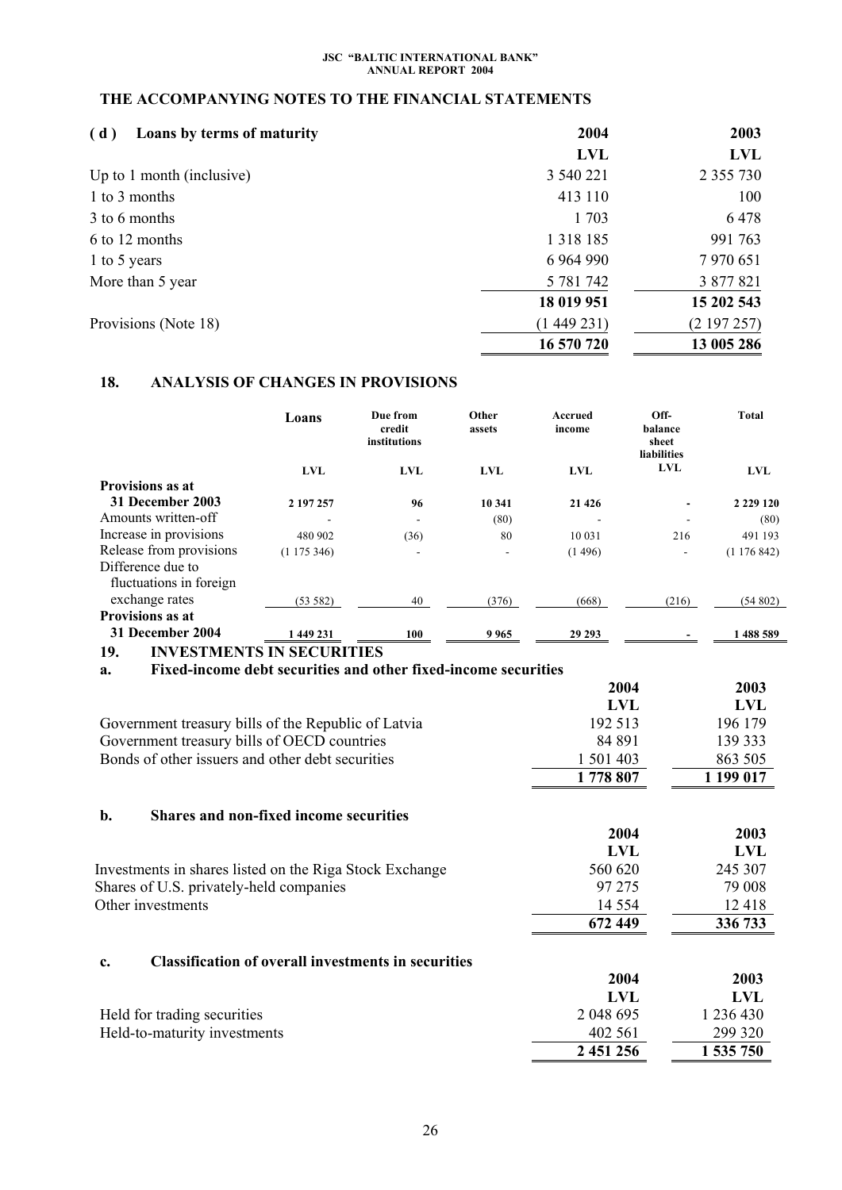## THE ACCOMPANYING NOTES TO THE FINANCIAL STATEMENTS

### ( d ) Loans by terms of maturity

| | 2004 | 2003 |
|---|---|---|
| | LVL | LVL |
| Up to 1 month (inclusive) | 3 540 221 | 2 355 730 |
| 1 to 3 months | 413 110 | 100 |
| 3 to 6 months | 1 703 | 6 478 |
| 6 to 12 months | 1 318 185 | 991 763 |
| 1 to 5 years | 6 964 990 | 7 970 651 |
| More than 5 year | 5 781 742 | 3 877 821 |
| | **18 019 951** | **15 202 543** |
| Provisions (Note 18) | (1 449 231) | (2 197 257) |
| | **16 570 720** | **13 005 286** |

## 18. ANALYSIS OF CHANGES IN PROVISIONS

| | Loans | Due from credit institutions | Other assets | Accrued income | Off-balance sheet liabilities | Total |
|---|---|---|---|---|---|---|
| | LVL | LVL | LVL | LVL | LVL | LVL |
| **Provisions as at 31 December 2003** | **2 197 257** | **96** | **10 341** | **21 426** | **-** | **2 229 120** |
| Amounts written-off | - | - | (80) | - | - | (80) |
| Increase in provisions | 480 902 | (36) | 80 | 10 031 | 216 | 491 193 |
| Release from provisions | (1 175 346) | - | - | (1 496) | - | (1 176 842) |
| Difference due to fluctuations in foreign exchange rates | (53 582) | 40 | (376) | (668) | (216) | (54 802) |
| **Provisions as at 31 December 2004** | **1 449 231** | **100** | **9 965** | **29 293** | **-** | **1 488 589** |

## 19. INVESTMENTS IN SECURITIES

### a. Fixed-income debt securities and other fixed-income securities

| | 2004 | 2003 |
|---|---|---|
| | LVL | LVL |
| Government treasury bills of the Republic of Latvia | 192 513 | 196 179 |
| Government treasury bills of OECD countries | 84 891 | 139 333 |
| Bonds of other issuers and other debt securities | 1 501 403 | 863 505 |
| | **1 778 807** | **1 199 017** |

### b. Shares and non-fixed income securities

| | 2004 | 2003 |
|---|---|---|
| | LVL | LVL |
| Investments in shares listed on the Riga Stock Exchange | 560 620 | 245 307 |
| Shares of U.S. privately-held companies | 97 275 | 79 008 |
| Other investments | 14 554 | 12 418 |
| | **672 449** | **336 733** |

### c. Classification of overall investments in securities

| | 2004 | 2003 |
|---|---|---|
| | LVL | LVL |
| Held for trading securities | 2 048 695 | 1 236 430 |
| Held-to-maturity investments | 402 561 | 299 320 |
| | **2 451 256** | **1 535 750** |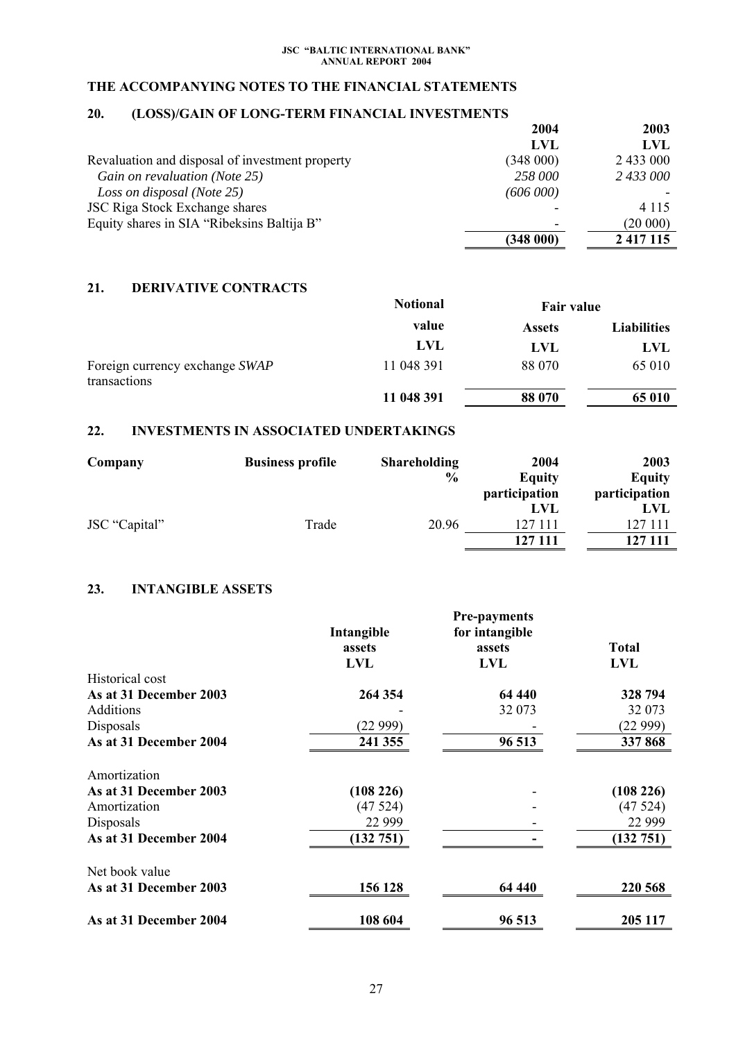## THE ACCOMPANYING NOTES TO THE FINANCIAL STATEMENTS

### 20. (LOSS)/GAIN OF LONG-TERM FINANCIAL INVESTMENTS

| | 2004 | 2003 |
|---|---|---|
| | LVL | LVL |
| Revaluation and disposal of investment property | (348 000) | 2 433 000 |
| *Gain on revaluation (Note 25)* | *258 000* | *2 433 000* |
| *Loss on disposal (Note 25)* | *(606 000)* | - |
| JSC Riga Stock Exchange shares | - | 4 115 |
| Equity shares in SIA "Ribeksins Baltija B" | - | (20 000) |
| | **(348 000)** | **2 417 115** |

### 21. DERIVATIVE CONTRACTS

| | Notional | Fair value | |
|---|---|---|---|
| | value | Assets | Liabilities |
| | LVL | LVL | LVL |
| Foreign currency exchange *SWAP* transactions | 11 048 391 | 88 070 | 65 010 |
| | **11 048 391** | **88 070** | **65 010** |

### 22. INVESTMENTS IN ASSOCIATED UNDERTAKINGS

| Company | Business profile | Shareholding % | 2004 Equity participation LVL | 2003 Equity participation LVL |
|---|---|---|---|---|
| JSC "Capital" | Trade | 20.96 | 127 111 | 127 111 |
| | | | **127 111** | **127 111** |

### 23. INTANGIBLE ASSETS

| | Intangible assets LVL | Pre-payments for intangible assets LVL | Total LVL |
|---|---|---|---|
| Historical cost | | | |
| **As at 31 December 2003** | **264 354** | **64 440** | **328 794** |
| Additions | - | 32 073 | 32 073 |
| Disposals | (22 999) | - | (22 999) |
| **As at 31 December 2004** | **241 355** | **96 513** | **337 868** |
| Amortization | | | |
| **As at 31 December 2003** | **(108 226)** | - | **(108 226)** |
| Amortization | (47 524) | - | (47 524) |
| Disposals | 22 999 | - | 22 999 |
| **As at 31 December 2004** | **(132 751)** | **-** | **(132 751)** |
| Net book value | | | |
| **As at 31 December 2003** | **156 128** | **64 440** | **220 568** |
| **As at 31 December 2004** | **108 604** | **96 513** | **205 117** |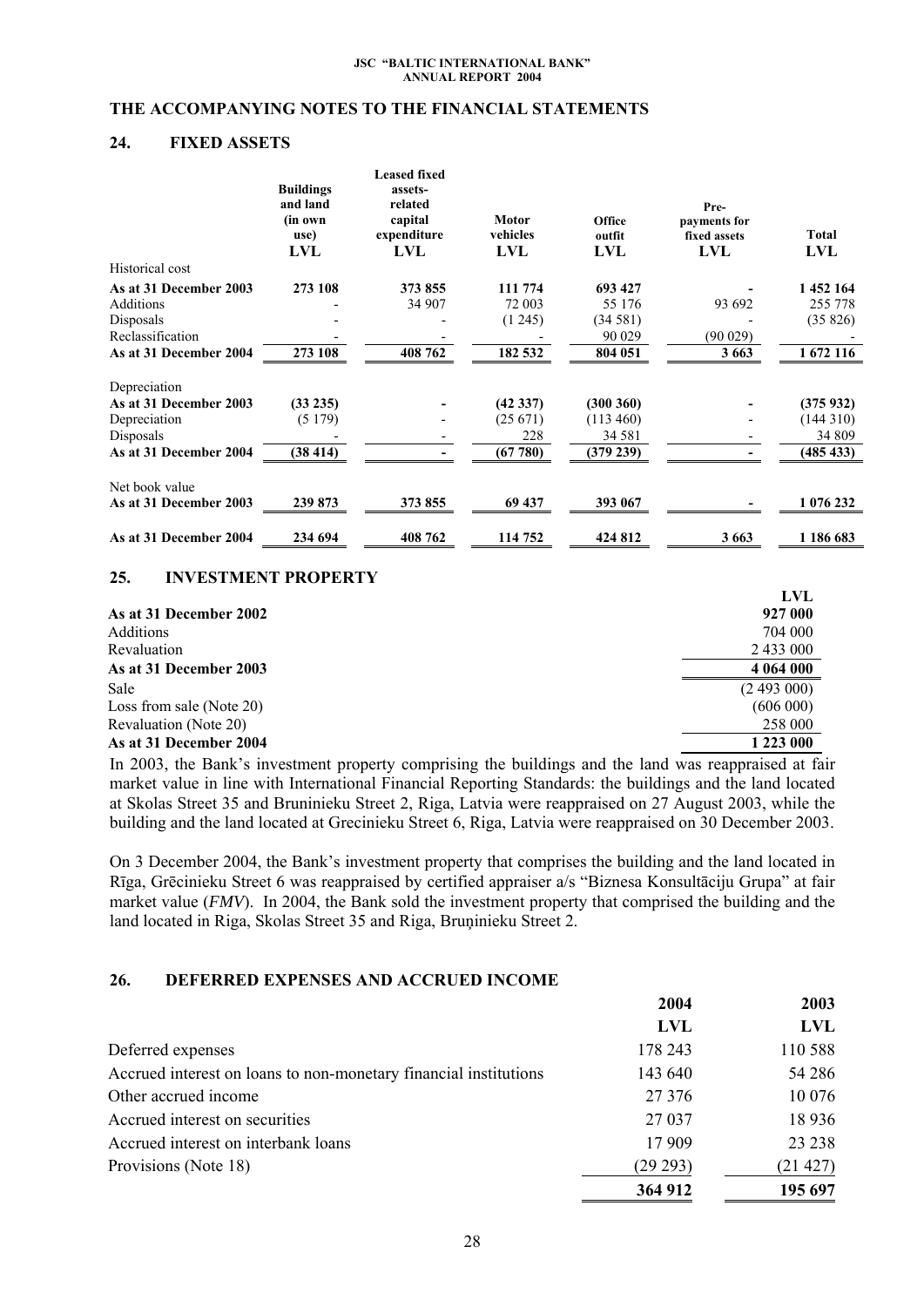## THE ACCOMPANYING NOTES TO THE FINANCIAL STATEMENTS

### 24. FIXED ASSETS

| | Buildings and land (in own use) LVL | Leased fixed assets-related capital expenditure LVL | Motor vehicles LVL | Office outfit LVL | Pre-payments for fixed assets LVL | Total LVL |
|---|---|---|---|---|---|---|
| Historical cost | | | | | | |
| **As at 31 December 2003** | **273 108** | **373 855** | **111 774** | **693 427** | **-** | **1 452 164** |
| Additions | - | 34 907 | 72 003 | 55 176 | 93 692 | 255 778 |
| Disposals | - | - | (1 245) | (34 581) | - | (35 826) |
| Reclassification | - | - | - | 90 029 | (90 029) | - |
| **As at 31 December 2004** | **273 108** | **408 762** | **182 532** | **804 051** | **3 663** | **1 672 116** |
| Depreciation | | | | | | |
| **As at 31 December 2003** | **(33 235)** | **-** | **(42 337)** | **(300 360)** | **-** | **(375 932)** |
| Depreciation | (5 179) | - | (25 671) | (113 460) | - | (144 310) |
| Disposals | - | - | 228 | 34 581 | - | 34 809 |
| **As at 31 December 2004** | **(38 414)** | **-** | **(67 780)** | **(379 239)** | **-** | **(485 433)** |
| Net book value | | | | | | |
| **As at 31 December 2003** | **239 873** | **373 855** | **69 437** | **393 067** | **-** | **1 076 232** |
| **As at 31 December 2004** | **234 694** | **408 762** | **114 752** | **424 812** | **3 663** | **1 186 683** |

### 25. INVESTMENT PROPERTY

| | LVL |
|---|---|
| **As at 31 December 2002** | **927 000** |
| Additions | 704 000 |
| Revaluation | 2 433 000 |
| **As at 31 December 2003** | **4 064 000** |
| Sale | (2 493 000) |
| Loss from sale (Note 20) | (606 000) |
| Revaluation (Note 20) | 258 000 |
| **As at 31 December 2004** | **1 223 000** |

In 2003, the Bank's investment property comprising the buildings and the land was reappraised at fair market value in line with International Financial Reporting Standards: the buildings and the land located at Skolas Street 35 and Bruninieku Street 2, Riga, Latvia were reappraised on 27 August 2003, while the building and the land located at Grecinieku Street 6, Riga, Latvia were reappraised on 30 December 2003.

On 3 December 2004, the Bank's investment property that comprises the building and the land located in Rīga, Grēcinieku Street 6 was reappraised by certified appraiser a/s "Biznesa Konsultāciju Grupa" at fair market value (*FMV*). In 2004, the Bank sold the investment property that comprised the building and the land located in Riga, Skolas Street 35 and Riga, Bruņinieku Street 2.

### 26. DEFERRED EXPENSES AND ACCRUED INCOME

| | 2004 LVL | 2003 LVL |
|---|---|---|
| Deferred expenses | 178 243 | 110 588 |
| Accrued interest on loans to non-monetary financial institutions | 143 640 | 54 286 |
| Other accrued income | 27 376 | 10 076 |
| Accrued interest on securities | 27 037 | 18 936 |
| Accrued interest on interbank loans | 17 909 | 23 238 |
| Provisions (Note 18) | (29 293) | (21 427) |
| | **364 912** | **195 697** |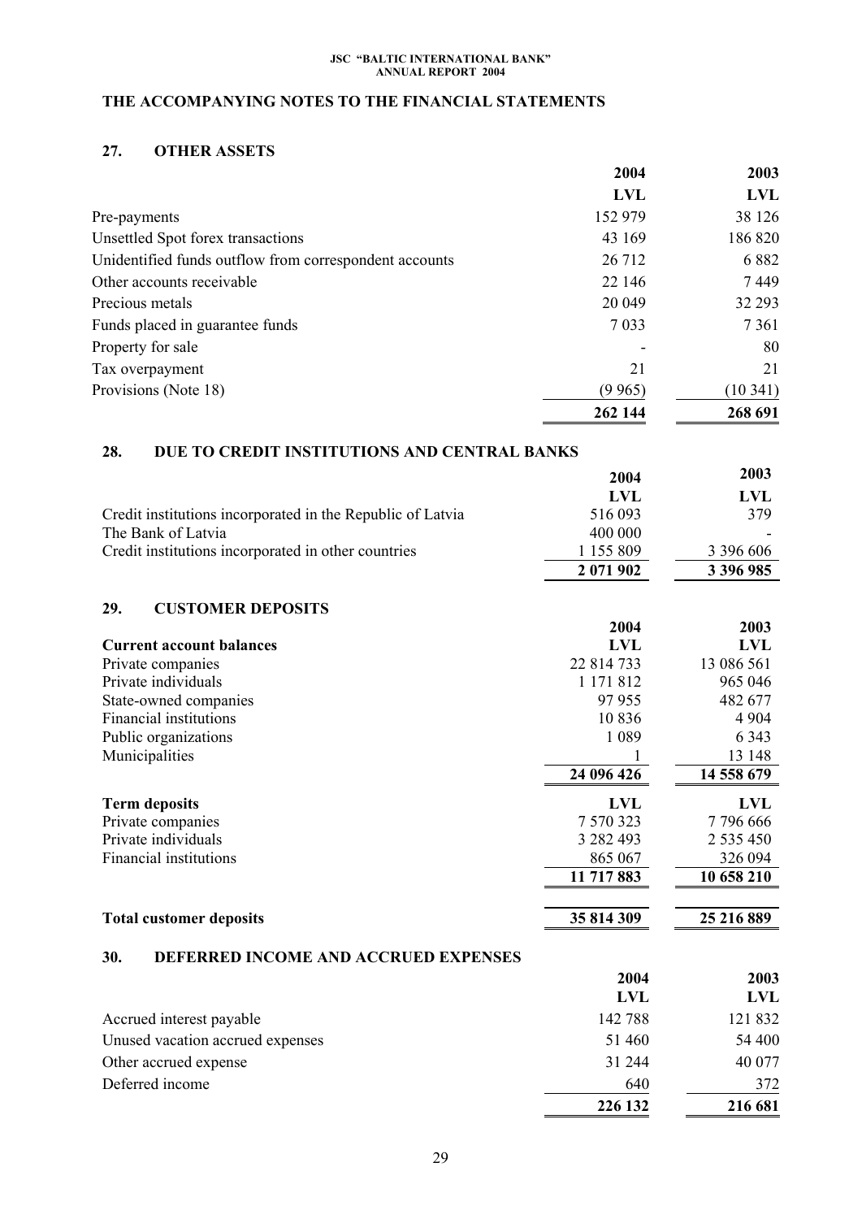## THE ACCOMPANYING NOTES TO THE FINANCIAL STATEMENTS

### 27. OTHER ASSETS

| | 2004 | 2003 |
|---|---|---|
| | LVL | LVL |
| Pre-payments | 152 979 | 38 126 |
| Unsettled Spot forex transactions | 43 169 | 186 820 |
| Unidentified funds outflow from correspondent accounts | 26 712 | 6 882 |
| Other accounts receivable | 22 146 | 7 449 |
| Precious metals | 20 049 | 32 293 |
| Funds placed in guarantee funds | 7 033 | 7 361 |
| Property for sale | - | 80 |
| Tax overpayment | 21 | 21 |
| Provisions (Note 18) | (9 965) | (10 341) |
| | **262 144** | **268 691** |

### 28. DUE TO CREDIT INSTITUTIONS AND CENTRAL BANKS

| | 2004 | 2003 |
|---|---|---|
| | LVL | LVL |
| Credit institutions incorporated in the Republic of Latvia | 516 093 | 379 |
| The Bank of Latvia | 400 000 | - |
| Credit institutions incorporated in other countries | 1 155 809 | 3 396 606 |
| | **2 071 902** | **3 396 985** |

### 29. CUSTOMER DEPOSITS

| | 2004 | 2003 |
|---|---|---|
| **Current account balances** | **LVL** | **LVL** |
| Private companies | 22 814 733 | 13 086 561 |
| Private individuals | 1 171 812 | 965 046 |
| State-owned companies | 97 955 | 482 677 |
| Financial institutions | 10 836 | 4 904 |
| Public organizations | 1 089 | 6 343 |
| Municipalities | 1 | 13 148 |
| | **24 096 426** | **14 558 679** |
| **Term deposits** | **LVL** | **LVL** |
| Private companies | 7 570 323 | 7 796 666 |
| Private individuals | 3 282 493 | 2 535 450 |
| Financial institutions | 865 067 | 326 094 |
| | **11 717 883** | **10 658 210** |
| **Total customer deposits** | **35 814 309** | **25 216 889** |

### 30. DEFERRED INCOME AND ACCRUED EXPENSES

| | 2004 | 2003 |
|---|---|---|
| | LVL | LVL |
| Accrued interest payable | 142 788 | 121 832 |
| Unused vacation accrued expenses | 51 460 | 54 400 |
| Other accrued expense | 31 244 | 40 077 |
| Deferred income | 640 | 372 |
| | **226 132** | **216 681** |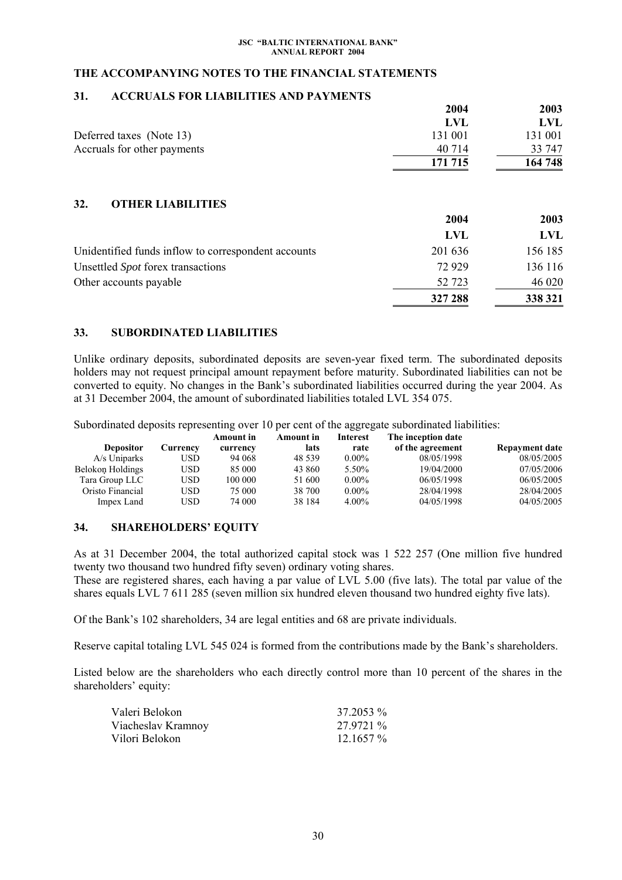## THE ACCOMPANYING NOTES TO THE FINANCIAL STATEMENTS

### 31. ACCRUALS FOR LIABILITIES AND PAYMENTS

| | 2004 | 2003 |
|---|---|---|
| | LVL | LVL |
| Deferred taxes (Note 13) | 131 001 | 131 001 |
| Accruals for other payments | 40 714 | 33 747 |
| | **171 715** | **164 748** |

### 32. OTHER LIABILITIES

| | 2004 | 2003 |
|---|---|---|
| | LVL | LVL |
| Unidentified funds inflow to correspondent accounts | 201 636 | 156 185 |
| Unsettled *Spot* forex transactions | 72 929 | 136 116 |
| Other accounts payable | 52 723 | 46 020 |
| | **327 288** | **338 321** |

### 33. SUBORDINATED LIABILITIES

Unlike ordinary deposits, subordinated deposits are seven-year fixed term. The subordinated deposits holders may not request principal amount repayment before maturity. Subordinated liabilities can not be converted to equity. No changes in the Bank's subordinated liabilities occurred during the year 2004. As at 31 December 2004, the amount of subordinated liabilities totaled LVL 354 075.

Subordinated deposits representing over 10 per cent of the aggregate subordinated liabilities:

| Depositor | Currency | Amount in currency | Amount in lats | Interest rate | The inception date of the agreement | Repayment date |
|---|---|---|---|---|---|---|
| A/s Uniparks | USD | 94 068 | 48 539 | 0.00% | 08/05/1998 | 08/05/2005 |
| Belokoņ Holdings | USD | 85 000 | 43 860 | 5.50% | 19/04/2000 | 07/05/2006 |
| Tara Group LLC | USD | 100 000 | 51 600 | 0.00% | 06/05/1998 | 06/05/2005 |
| Oristo Financial | USD | 75 000 | 38 700 | 0.00% | 28/04/1998 | 28/04/2005 |
| Impex Land | USD | 74 000 | 38 184 | 4.00% | 04/05/1998 | 04/05/2005 |

### 34. SHAREHOLDERS' EQUITY

As at 31 December 2004, the total authorized capital stock was 1 522 257 (One million five hundred twenty two thousand two hundred fifty seven) ordinary voting shares.
These are registered shares, each having a par value of LVL 5.00 (five lats). The total par value of the shares equals LVL 7 611 285 (seven million six hundred eleven thousand two hundred eighty five lats).

Of the Bank's 102 shareholders, 34 are legal entities and 68 are private individuals.

Reserve capital totaling LVL 545 024 is formed from the contributions made by the Bank's shareholders.

Listed below are the shareholders who each directly control more than 10 percent of the shares in the shareholders' equity:

| | |
|---|---|
| Valeri Belokon | 37.2053 % |
| Viacheslav Kramnoy | 27.9721 % |
| Vilori Belokon | 12.1657 % |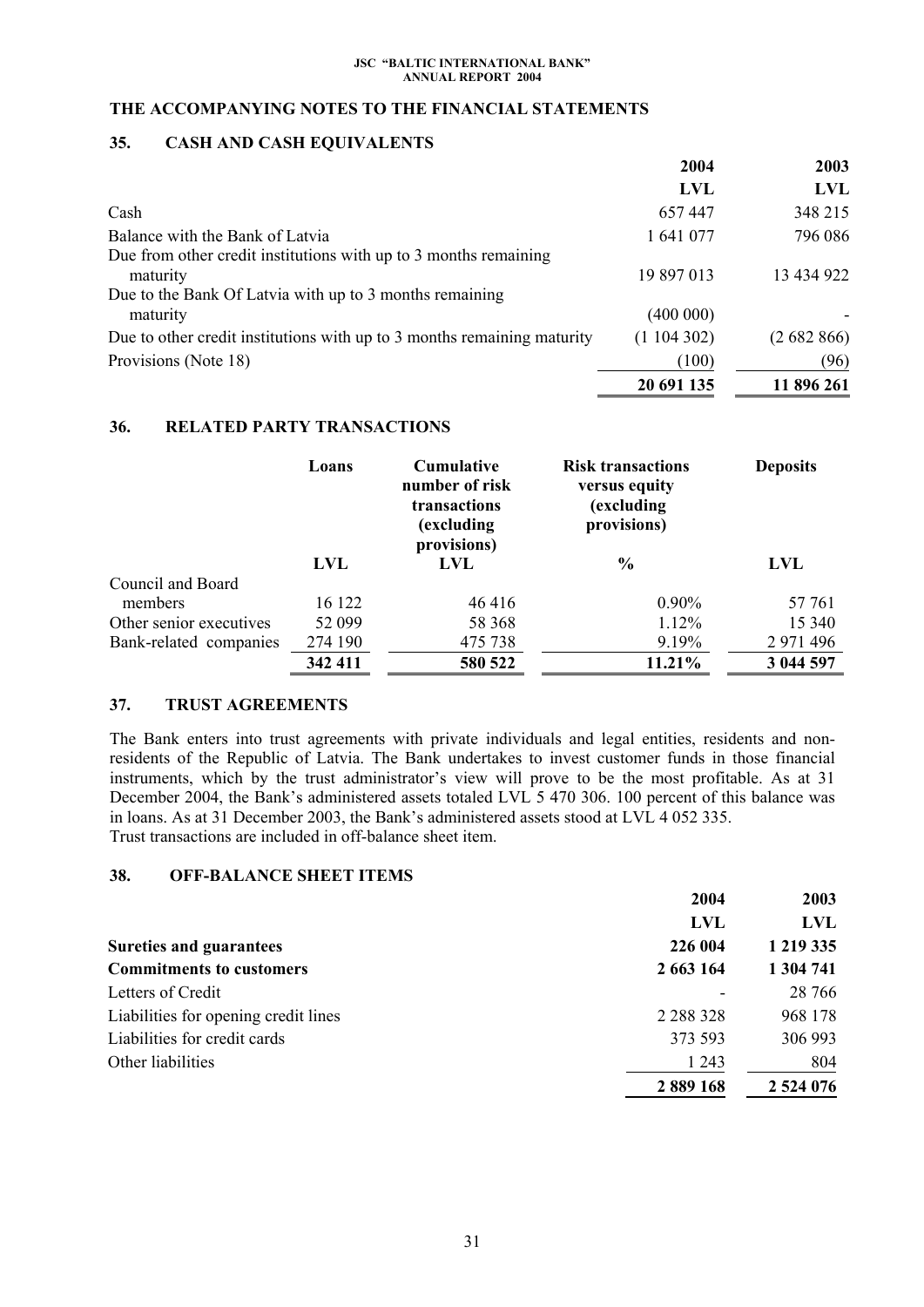## THE ACCOMPANYING NOTES TO THE FINANCIAL STATEMENTS

### 35. CASH AND CASH EQUIVALENTS

| | 2004 | 2003 |
|---|---|---|
| | LVL | LVL |
| Cash | 657 447 | 348 215 |
| Balance with the Bank of Latvia | 1 641 077 | 796 086 |
| Due from other credit institutions with up to 3 months remaining maturity | 19 897 013 | 13 434 922 |
| Due to the Bank Of Latvia with up to 3 months remaining maturity | (400 000) | - |
| Due to other credit institutions with up to 3 months remaining maturity | (1 104 302) | (2 682 866) |
| Provisions (Note 18) | (100) | (96) |
| | **20 691 135** | **11 896 261** |

### 36. RELATED PARTY TRANSACTIONS

| | Loans | Cumulative number of risk transactions (excluding provisions) | Risk transactions versus equity (excluding provisions) | Deposits |
|---|---|---|---|---|
| | LVL | LVL | % | LVL |
| Council and Board members | 16 122 | 46 416 | 0.90% | 57 761 |
| Other senior executives | 52 099 | 58 368 | 1.12% | 15 340 |
| Bank-related companies | 274 190 | 475 738 | 9.19% | 2 971 496 |
| | **342 411** | **580 522** | **11.21%** | **3 044 597** |

### 37. TRUST AGREEMENTS

The Bank enters into trust agreements with private individuals and legal entities, residents and non-residents of the Republic of Latvia. The Bank undertakes to invest customer funds in those financial instruments, which by the trust administrator's view will prove to be the most profitable. As at 31 December 2004, the Bank's administered assets totaled LVL 5 470 306. 100 percent of this balance was in loans. As at 31 December 2003, the Bank's administered assets stood at LVL 4 052 335.
Trust transactions are included in off-balance sheet item.

### 38. OFF-BALANCE SHEET ITEMS

| | 2004 | 2003 |
|---|---|---|
| | LVL | LVL |
| **Sureties and guarantees** | **226 004** | **1 219 335** |
| **Commitments to customers** | **2 663 164** | **1 304 741** |
| Letters of Credit | - | 28 766 |
| Liabilities for opening credit lines | 2 288 328 | 968 178 |
| Liabilities for credit cards | 373 593 | 306 993 |
| Other liabilities | 1 243 | 804 |
| | **2 889 168** | **2 524 076** |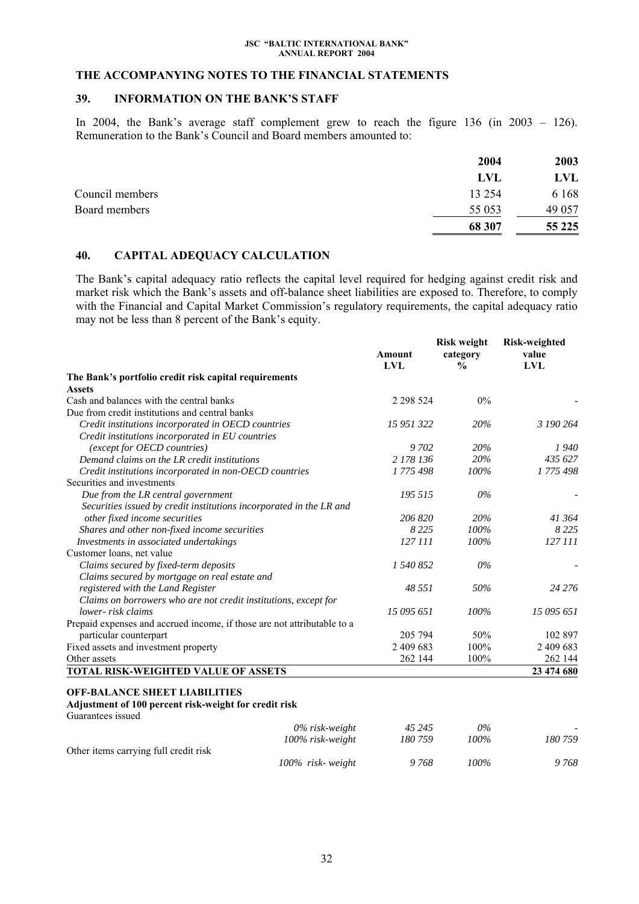## THE ACCOMPANYING NOTES TO THE FINANCIAL STATEMENTS

### 39. INFORMATION ON THE BANK'S STAFF

In 2004, the Bank's average staff complement grew to reach the figure 136 (in 2003 – 126). Remuneration to the Bank's Council and Board members amounted to:

| | 2004 | 2003 |
|---|---|---|
| | LVL | LVL |
| Council members | 13 254 | 6 168 |
| Board members | 55 053 | 49 057 |
| | **68 307** | **55 225** |

### 40. CAPITAL ADEQUACY CALCULATION

The Bank's capital adequacy ratio reflects the capital level required for hedging against credit risk and market risk which the Bank's assets and off-balance sheet liabilities are exposed to. Therefore, to comply with the Financial and Capital Market Commission's regulatory requirements, the capital adequacy ratio may not be less than 8 percent of the Bank's equity.

| | Amount LVL | Risk weight category % | Risk-weighted value LVL |
|---|---|---|---|
| **The Bank's portfolio credit risk capital requirements** | | | |
| **Assets** | | | |
| Cash and balances with the central banks | 2 298 524 | 0% | - |
| Due from credit institutions and central banks | | | |
| *Credit institutions incorporated in OECD countries* | *15 951 322* | *20%* | *3 190 264* |
| *Credit institutions incorporated in EU countries (except for OECD countries)* | *9 702* | *20%* | *1 940* |
| *Demand claims on the LR credit institutions* | *2 178 136* | *20%* | *435 627* |
| *Credit institutions incorporated in non-OECD countries* | *1 775 498* | *100%* | *1 775 498* |
| Securities and investments | | | |
| *Due from the LR central government* | *195 515* | *0%* | - |
| *Securities issued by credit institutions incorporated in the LR and other fixed income securities* | *206 820* | *20%* | *41 364* |
| *Shares and other non-fixed income securities* | *8 225* | *100%* | *8 225* |
| *Investments in associated undertakings* | *127 111* | *100%* | *127 111* |
| Customer loans, net value | | | |
| *Claims secured by fixed-term deposits* | *1 540 852* | *0%* | - |
| *Claims secured by mortgage on real estate and registered with the Land Register* | *48 551* | *50%* | *24 276* |
| *Claims on borrowers who are not credit institutions, except for lower- risk claims* | *15 095 651* | *100%* | *15 095 651* |
| Prepaid expenses and accrued income, if those are not attributable to a particular counterpart | 205 794 | 50% | 102 897 |
| Fixed assets and investment property | 2 409 683 | 100% | 2 409 683 |
| Other assets | 262 144 | 100% | 262 144 |
| **TOTAL RISK-WEIGHTED VALUE OF ASSETS** | | | **23 474 680** |
| **OFF-BALANCE SHEET LIABILITIES** | | | |
| **Adjustment of 100 percent risk-weight for credit risk** | | | |
| Guarantees issued | | | |
| *0% risk-weight* | *45 245* | *0%* | - |
| *100% risk-weight* | *180 759* | *100%* | *180 759* |
| Other items carrying full credit risk | | | |
| *100% risk- weight* | *9 768* | *100%* | *9 768* |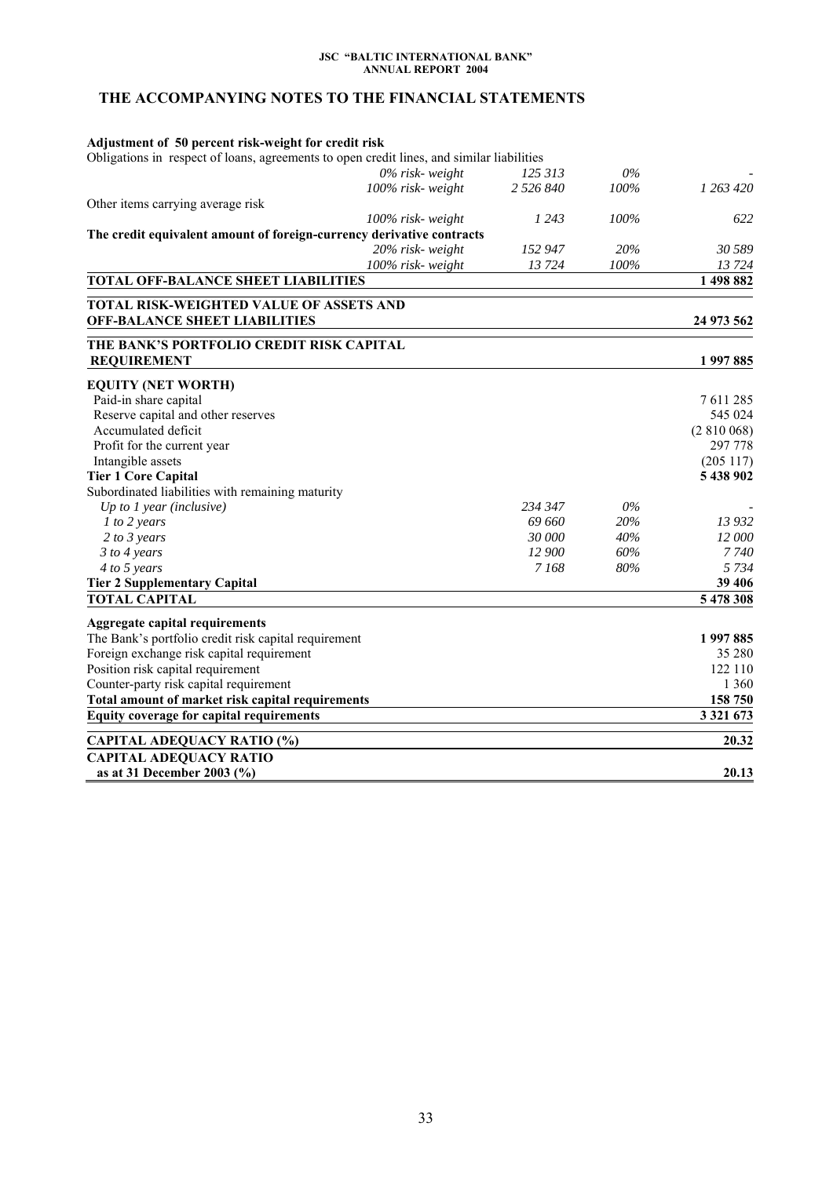## THE ACCOMPANYING NOTES TO THE FINANCIAL STATEMENTS

| | | | |
|---|---|---|---|
| **Adjustment of 50 percent risk-weight for credit risk** | | | |
| Obligations in respect of loans, agreements to open credit lines, and similar liabilities | | | |
| *0% risk- weight* | *125 313* | *0%* | *-* |
| *100% risk- weight* | *2 526 840* | *100%* | *1 263 420* |
| Other items carrying average risk | | | |
| *100% risk- weight* | *1 243* | *100%* | *622* |
| **The credit equivalent amount of foreign-currency derivative contracts** | | | |
| *20% risk- weight* | *152 947* | *20%* | *30 589* |
| *100% risk- weight* | *13 724* | *100%* | *13 724* |
| **TOTAL OFF-BALANCE SHEET LIABILITIES** | | | **1 498 882** |
| **TOTAL RISK-WEIGHTED VALUE OF ASSETS AND OFF-BALANCE SHEET LIABILITIES** | | | **24 973 562** |
| **THE BANK'S PORTFOLIO CREDIT RISK CAPITAL REQUIREMENT** | | | **1 997 885** |
| **EQUITY (NET WORTH)** | | | |
| Paid-in share capital | | | 7 611 285 |
| Reserve capital and other reserves | | | 545 024 |
| Accumulated deficit | | | (2 810 068) |
| Profit for the current year | | | 297 778 |
| Intangible assets | | | (205 117) |
| **Tier 1 Core Capital** | | | **5 438 902** |
| Subordinated liabilities with remaining maturity | | | |
| *Up to 1 year (inclusive)* | *234 347* | *0%* | *-* |
| *1 to 2 years* | *69 660* | *20%* | *13 932* |
| *2 to 3 years* | *30 000* | *40%* | *12 000* |
| *3 to 4 years* | *12 900* | *60%* | *7 740* |
| *4 to 5 years* | *7 168* | *80%* | *5 734* |
| **Tier 2 Supplementary Capital** | | | **39 406** |
| **TOTAL CAPITAL** | | | **5 478 308** |
| **Aggregate capital requirements** | | | |
| The Bank's portfolio credit risk capital requirement | | | **1 997 885** |
| Foreign exchange risk capital requirement | | | 35 280 |
| Position risk capital requirement | | | 122 110 |
| Counter-party risk capital requirement | | | 1 360 |
| **Total amount of market risk capital requirements** | | | **158 750** |
| **Equity coverage for capital requirements** | | | **3 321 673** |
| **CAPITAL ADEQUACY RATIO (%)** | | | **20.32** |
| **CAPITAL ADEQUACY RATIO as at 31 December 2003 (%)** | | | **20.13** |